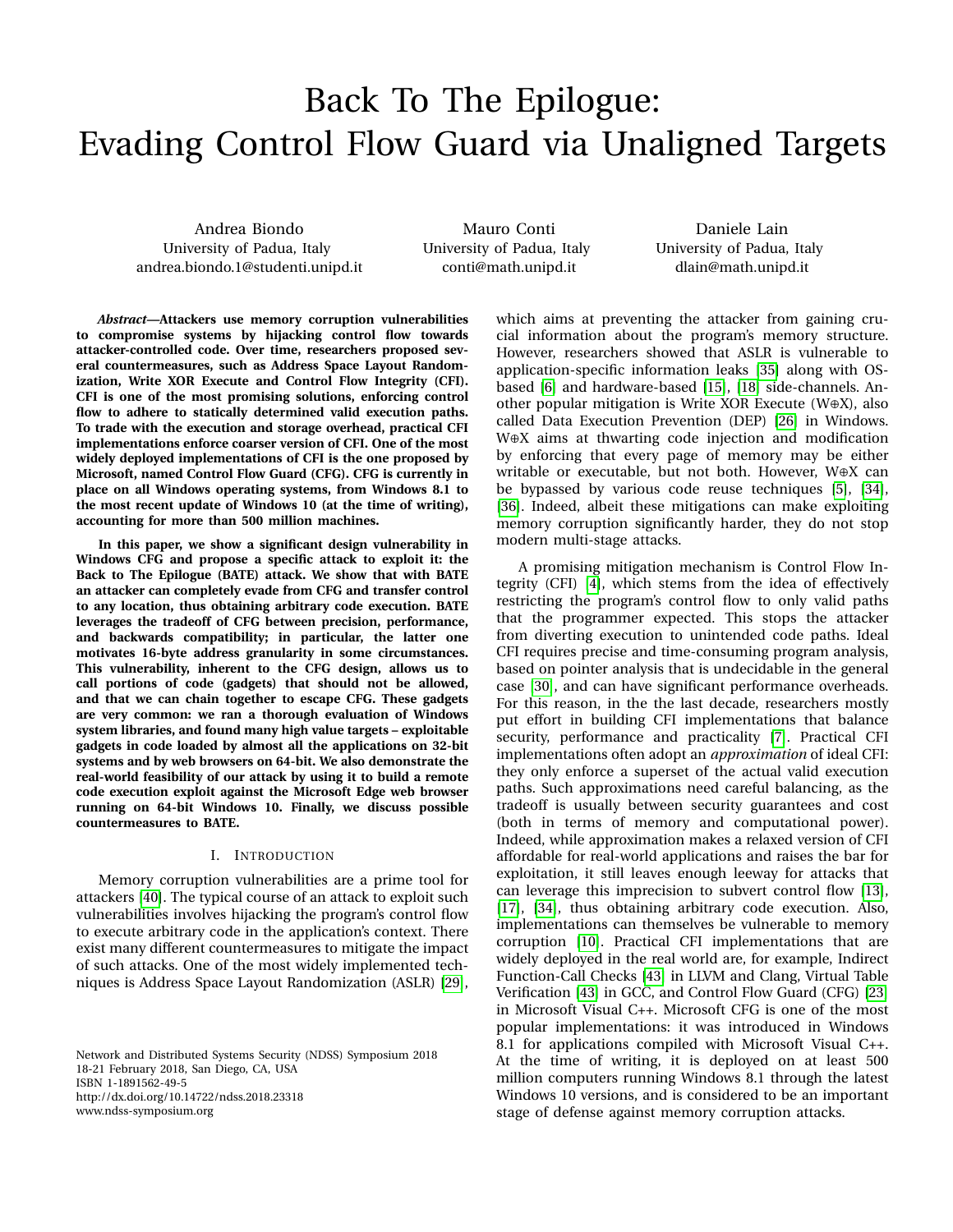# Back To The Epilogue: Evading Control Flow Guard via Unaligned Targets

Andrea Biondo
University of Padua, Italy
andrea.biondo.1@studenti.unipd.it

Mauro Conti
University of Padua, Italy
conti@math.unipd.it

Daniele Lain
University of Padua, Italy
dlain@math.unipd.it

***Abstract*—Attackers use memory corruption vulnerabilities to compromise systems by hijacking control flow towards attacker-controlled code. Over time, researchers proposed several countermeasures, such as Address Space Layout Randomization, Write XOR Execute and Control Flow Integrity (CFI). CFI is one of the most promising solutions, enforcing control flow to adhere to statically determined valid execution paths. To trade with the execution and storage overhead, practical CFI implementations enforce coarser version of CFI. One of the most widely deployed implementations of CFI is the one proposed by Microsoft, named Control Flow Guard (CFG). CFG is currently in place on all Windows operating systems, from Windows 8.1 to the most recent update of Windows 10 (at the time of writing), accounting for more than 500 million machines.**

**In this paper, we show a significant design vulnerability in Windows CFG and propose a specific attack to exploit it: the Back to The Epilogue (BATE) attack. We show that with BATE an attacker can completely evade from CFG and transfer control to any location, thus obtaining arbitrary code execution. BATE leverages the tradeoff of CFG between precision, performance, and backwards compatibility; in particular, the latter one motivates 16-byte address granularity in some circumstances. This vulnerability, inherent to the CFG design, allows us to call portions of code (gadgets) that should not be allowed, and that we can chain together to escape CFG. These gadgets are very common: we ran a thorough evaluation of Windows system libraries, and found many high value targets – exploitable gadgets in code loaded by almost all the applications on 32-bit systems and by web browsers on 64-bit. We also demonstrate the real-world feasibility of our attack by using it to build a remote code execution exploit against the Microsoft Edge web browser running on 64-bit Windows 10. Finally, we discuss possible countermeasures to BATE.**

## I. Introduction

Memory corruption vulnerabilities are a prime tool for attackers [40]. The typical course of an attack to exploit such vulnerabilities involves hijacking the program's control flow to execute arbitrary code in the application's context. There exist many different countermeasures to mitigate the impact of such attacks. One of the most widely implemented techniques is Address Space Layout Randomization (ASLR) [29], which aims at preventing the attacker from gaining crucial information about the program's memory structure. However, researchers showed that ASLR is vulnerable to application-specific information leaks [35] along with OS-based [6] and hardware-based [15], [18] side-channels. Another popular mitigation is Write XOR Execute (W⊕X), also called Data Execution Prevention (DEP) [26] in Windows. W⊕X aims at thwarting code injection and modification by enforcing that every page of memory may be either writable or executable, but not both. However, W⊕X can be bypassed by various code reuse techniques [5], [34], [36]. Indeed, albeit these mitigations can make exploiting memory corruption significantly harder, they do not stop modern multi-stage attacks.

A promising mitigation mechanism is Control Flow Integrity (CFI) [4], which stems from the idea of effectively restricting the program's control flow to only valid paths that the programmer expected. This stops the attacker from diverting execution to unintended code paths. Ideal CFI requires precise and time-consuming program analysis, based on pointer analysis that is undecidable in the general case [30], and can have significant performance overheads. For this reason, in the the last decade, researchers mostly put effort in building CFI implementations that balance security, performance and practicality [7]. Practical CFI implementations often adopt an *approximation* of ideal CFI: they only enforce a superset of the actual valid execution paths. Such approximations need careful balancing, as the tradeoff is usually between security guarantees and cost (both in terms of memory and computational power). Indeed, while approximation makes a relaxed version of CFI affordable for real-world applications and raises the bar for exploitation, it still leaves enough leeway for attacks that can leverage this imprecision to subvert control flow [13], [17], [34], thus obtaining arbitrary code execution. Also, implementations can themselves be vulnerable to memory corruption [10]. Practical CFI implementations that are widely deployed in the real world are, for example, Indirect Function-Call Checks [43] in LLVM and Clang, Virtual Table Verification [43] in GCC, and Control Flow Guard (CFG) [23] in Microsoft Visual C++. Microsoft CFG is one of the most popular implementations: it was introduced in Windows 8.1 for applications compiled with Microsoft Visual C++. At the time of writing, it is deployed on at least 500 million computers running Windows 8.1 through the latest Windows 10 versions, and is considered to be an important stage of defense against memory corruption attacks.

Network and Distributed Systems Security (NDSS) Symposium 2018
18-21 February 2018, San Diego, CA, USA
ISBN 1-1891562-49-5
http://dx.doi.org/10.14722/ndss.2018.23318
www.ndss-symposium.org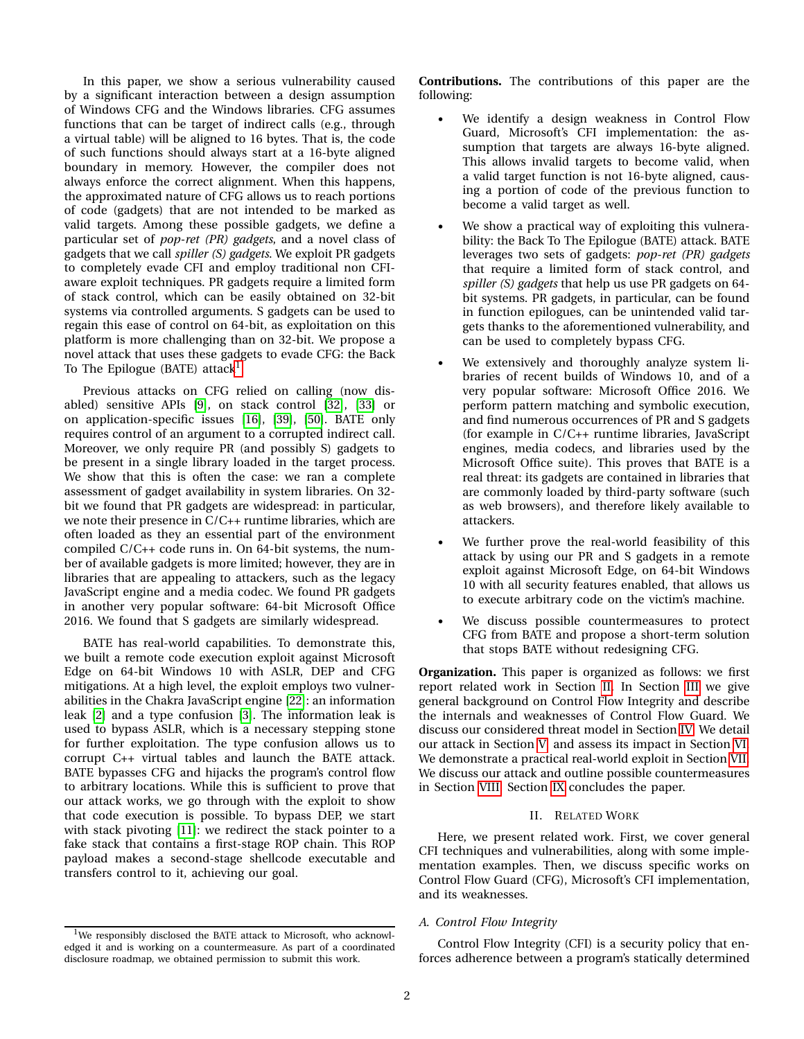In this paper, we show a serious vulnerability caused by a significant interaction between a design assumption of Windows CFG and the Windows libraries. CFG assumes functions that can be target of indirect calls (e.g., through a virtual table) will be aligned to 16 bytes. That is, the code of such functions should always start at a 16-byte aligned boundary in memory. However, the compiler does not always enforce the correct alignment. When this happens, the approximated nature of CFG allows us to reach portions of code (gadgets) that are not intended to be marked as valid targets. Among these possible gadgets, we define a particular set of *pop-ret (PR) gadgets*, and a novel class of gadgets that we call *spiller (S) gadgets*. We exploit PR gadgets to completely evade CFI and employ traditional non CFI-aware exploit techniques. PR gadgets require a limited form of stack control, which can be easily obtained on 32-bit systems via controlled arguments. S gadgets can be used to regain this ease of control on 64-bit, as exploitation on this platform is more challenging than on 32-bit. We propose a novel attack that uses these gadgets to evade CFG: the Back To The Epilogue (BATE) attack[1].

Previous attacks on CFG relied on calling (now disabled) sensitive APIs [9], on stack control [32], [33] or on application-specific issues [16], [39], [50]. BATE only requires control of an argument to a corrupted indirect call. Moreover, we only require PR (and possibly S) gadgets to be present in a single library loaded in the target process. We show that this is often the case: we ran a complete assessment of gadget availability in system libraries. On 32-bit we found that PR gadgets are widespread: in particular, we note their presence in C/C++ runtime libraries, which are often loaded as they an essential part of the environment compiled C/C++ code runs in. On 64-bit systems, the number of available gadgets is more limited; however, they are in libraries that are appealing to attackers, such as the legacy JavaScript engine and a media codec. We found PR gadgets in another very popular software: 64-bit Microsoft Office 2016. We found that S gadgets are similarly widespread.

BATE has real-world capabilities. To demonstrate this, we built a remote code execution exploit against Microsoft Edge on 64-bit Windows 10 with ASLR, DEP and CFG mitigations. At a high level, the exploit employs two vulnerabilities in the Chakra JavaScript engine [22]: an information leak [2] and a type confusion [3]. The information leak is used to bypass ASLR, which is a necessary stepping stone for further exploitation. The type confusion allows us to corrupt C++ virtual tables and launch the BATE attack. BATE bypasses CFG and hijacks the program's control flow to arbitrary locations. While this is sufficient to prove that our attack works, we go through with the exploit to show that code execution is possible. To bypass DEP, we start with stack pivoting [11]: we redirect the stack pointer to a fake stack that contains a first-stage ROP chain. This ROP payload makes a second-stage shellcode executable and transfers control to it, achieving our goal.

[1] We responsibly disclosed the BATE attack to Microsoft, who acknowledged it and is working on a countermeasure. As part of a coordinated disclosure roadmap, we obtained permission to submit this work.

**Contributions.** The contributions of this paper are the following:

- We identify a design weakness in Control Flow Guard, Microsoft's CFI implementation: the assumption that targets are always 16-byte aligned. This allows invalid targets to become valid, when a valid target function is not 16-byte aligned, causing a portion of code of the previous function to become a valid target as well.
- We show a practical way of exploiting this vulnerability: the Back To The Epilogue (BATE) attack. BATE leverages two sets of gadgets: *pop-ret (PR) gadgets* that require a limited form of stack control, and *spiller (S) gadgets* that help us use PR gadgets on 64-bit systems. PR gadgets, in particular, can be found in function epilogues, can be unintended valid targets thanks to the aforementioned vulnerability, and can be used to completely bypass CFG.
- We extensively and thoroughly analyze system libraries of recent builds of Windows 10, and of a very popular software: Microsoft Office 2016. We perform pattern matching and symbolic execution, and find numerous occurrences of PR and S gadgets (for example in C/C++ runtime libraries, JavaScript engines, media codecs, and libraries used by the Microsoft Office suite). This proves that BATE is a real threat: its gadgets are contained in libraries that are commonly loaded by third-party software (such as web browsers), and therefore likely available to attackers.
- We further prove the real-world feasibility of this attack by using our PR and S gadgets in a remote exploit against Microsoft Edge, on 64-bit Windows 10 with all security features enabled, that allows us to execute arbitrary code on the victim's machine.
- We discuss possible countermeasures to protect CFG from BATE and propose a short-term solution that stops BATE without redesigning CFG.

**Organization.** This paper is organized as follows: we first report related work in Section II. In Section III we give general background on Control Flow Integrity and describe the internals and weaknesses of Control Flow Guard. We discuss our considered threat model in Section IV. We detail our attack in Section V and assess its impact in Section VI. We demonstrate a practical real-world exploit in Section VII. We discuss our attack and outline possible countermeasures in Section VIII. Section IX concludes the paper.

## II. Related Work

Here, we present related work. First, we cover general CFI techniques and vulnerabilities, along with some implementation examples. Then, we discuss specific works on Control Flow Guard (CFG), Microsoft's CFI implementation, and its weaknesses.

### A. Control Flow Integrity

Control Flow Integrity (CFI) is a security policy that enforces adherence between a program's statically determined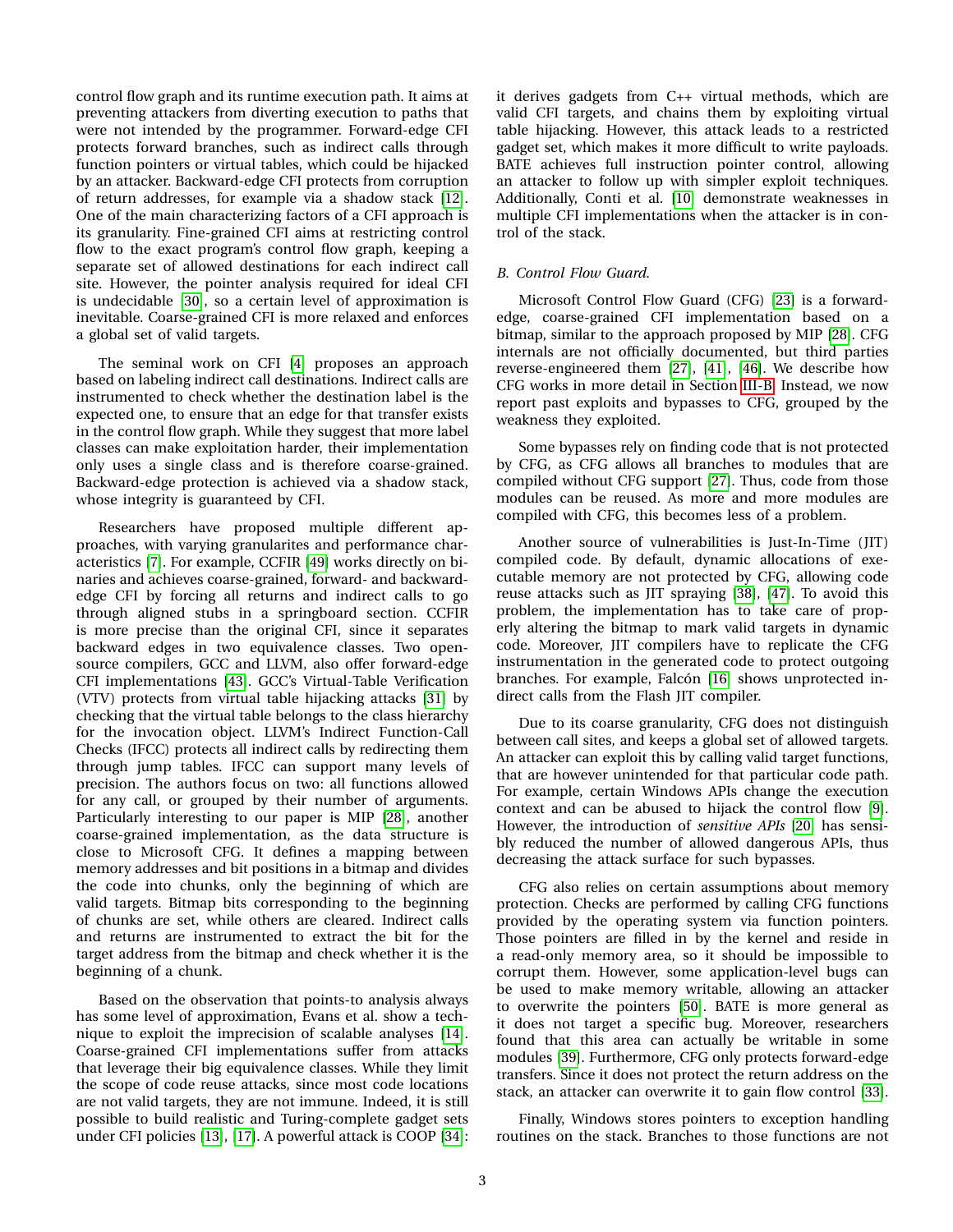control flow graph and its runtime execution path. It aims at preventing attackers from diverting execution to paths that were not intended by the programmer. Forward-edge CFI protects forward branches, such as indirect calls through function pointers or virtual tables, which could be hijacked by an attacker. Backward-edge CFI protects from corruption of return addresses, for example via a shadow stack [12]. One of the main characterizing factors of a CFI approach is its granularity. Fine-grained CFI aims at restricting control flow to the exact program's control flow graph, keeping a separate set of allowed destinations for each indirect call site. However, the pointer analysis required for ideal CFI is undecidable [30], so a certain level of approximation is inevitable. Coarse-grained CFI is more relaxed and enforces a global set of valid targets.

The seminal work on CFI [4] proposes an approach based on labeling indirect call destinations. Indirect calls are instrumented to check whether the destination label is the expected one, to ensure that an edge for that transfer exists in the control flow graph. While they suggest that more label classes can make exploitation harder, their implementation only uses a single class and is therefore coarse-grained. Backward-edge protection is achieved via a shadow stack, whose integrity is guaranteed by CFI.

Researchers have proposed multiple different approaches, with varying granularites and performance characteristics [7]. For example, CCFIR [49] works directly on binaries and achieves coarse-grained, forward- and backward-edge CFI by forcing all returns and indirect calls to go through aligned stubs in a springboard section. CCFIR is more precise than the original CFI, since it separates backward edges in two equivalence classes. Two open-source compilers, GCC and LLVM, also offer forward-edge CFI implementations [43]. GCC's Virtual-Table Verification (VTV) protects from virtual table hijacking attacks [31] by checking that the virtual table belongs to the class hierarchy for the invocation object. LLVM's Indirect Function-Call Checks (IFCC) protects all indirect calls by redirecting them through jump tables. IFCC can support many levels of precision. The authors focus on two: all functions allowed for any call, or grouped by their number of arguments. Particularly interesting to our paper is MIP [28], another coarse-grained implementation, as the data structure is close to Microsoft CFG. It defines a mapping between memory addresses and bit positions in a bitmap and divides the code into chunks, only the beginning of which are valid targets. Bitmap bits corresponding to the beginning of chunks are set, while others are cleared. Indirect calls and returns are instrumented to extract the bit for the target address from the bitmap and check whether it is the beginning of a chunk.

Based on the observation that points-to analysis always has some level of approximation, Evans et al. show a technique to exploit the imprecision of scalable analyses [14]. Coarse-grained CFI implementations suffer from attacks that leverage their big equivalence classes. While they limit the scope of code reuse attacks, since most code locations are not valid targets, they are not immune. Indeed, it is still possible to build realistic and Turing-complete gadget sets under CFI policies [13], [17]. A powerful attack is COOP [34]: it derives gadgets from C++ virtual methods, which are valid CFI targets, and chains them by exploiting virtual table hijacking. However, this attack leads to a restricted gadget set, which makes it more difficult to write payloads. BATE achieves full instruction pointer control, allowing an attacker to follow up with simpler exploit techniques. Additionally, Conti et al. [10] demonstrate weaknesses in multiple CFI implementations when the attacker is in control of the stack.

### B. Control Flow Guard.

Microsoft Control Flow Guard (CFG) [23] is a forward-edge, coarse-grained CFI implementation based on a bitmap, similar to the approach proposed by MIP [28]. CFG internals are not officially documented, but third parties reverse-engineered them [27], [41], [46]. We describe how CFG works in more detail in Section III-B. Instead, we now report past exploits and bypasses to CFG, grouped by the weakness they exploited.

Some bypasses rely on finding code that is not protected by CFG, as CFG allows all branches to modules that are compiled without CFG support [27]. Thus, code from those modules can be reused. As more and more modules are compiled with CFG, this becomes less of a problem.

Another source of vulnerabilities is Just-In-Time (JIT) compiled code. By default, dynamic allocations of executable memory are not protected by CFG, allowing code reuse attacks such as JIT spraying [38], [47]. To avoid this problem, the implementation has to take care of properly altering the bitmap to mark valid targets in dynamic code. Moreover, JIT compilers have to replicate the CFG instrumentation in the generated code to protect outgoing branches. For example, Falcón [16] shows unprotected indirect calls from the Flash JIT compiler.

Due to its coarse granularity, CFG does not distinguish between call sites, and keeps a global set of allowed targets. An attacker can exploit this by calling valid target functions, that are however unintended for that particular code path. For example, certain Windows APIs change the execution context and can be abused to hijack the control flow [9]. However, the introduction of *sensitive APIs* [20] has sensibly reduced the number of allowed dangerous APIs, thus decreasing the attack surface for such bypasses.

CFG also relies on certain assumptions about memory protection. Checks are performed by calling CFG functions provided by the operating system via function pointers. Those pointers are filled in by the kernel and reside in a read-only memory area, so it should be impossible to corrupt them. However, some application-level bugs can be used to make memory writable, allowing an attacker to overwrite the pointers [50]. BATE is more general as it does not target a specific bug. Moreover, researchers found that this area can actually be writable in some modules [39]. Furthermore, CFG only protects forward-edge transfers. Since it does not protect the return address on the stack, an attacker can overwrite it to gain flow control [33].

Finally, Windows stores pointers to exception handling routines on the stack. Branches to those functions are not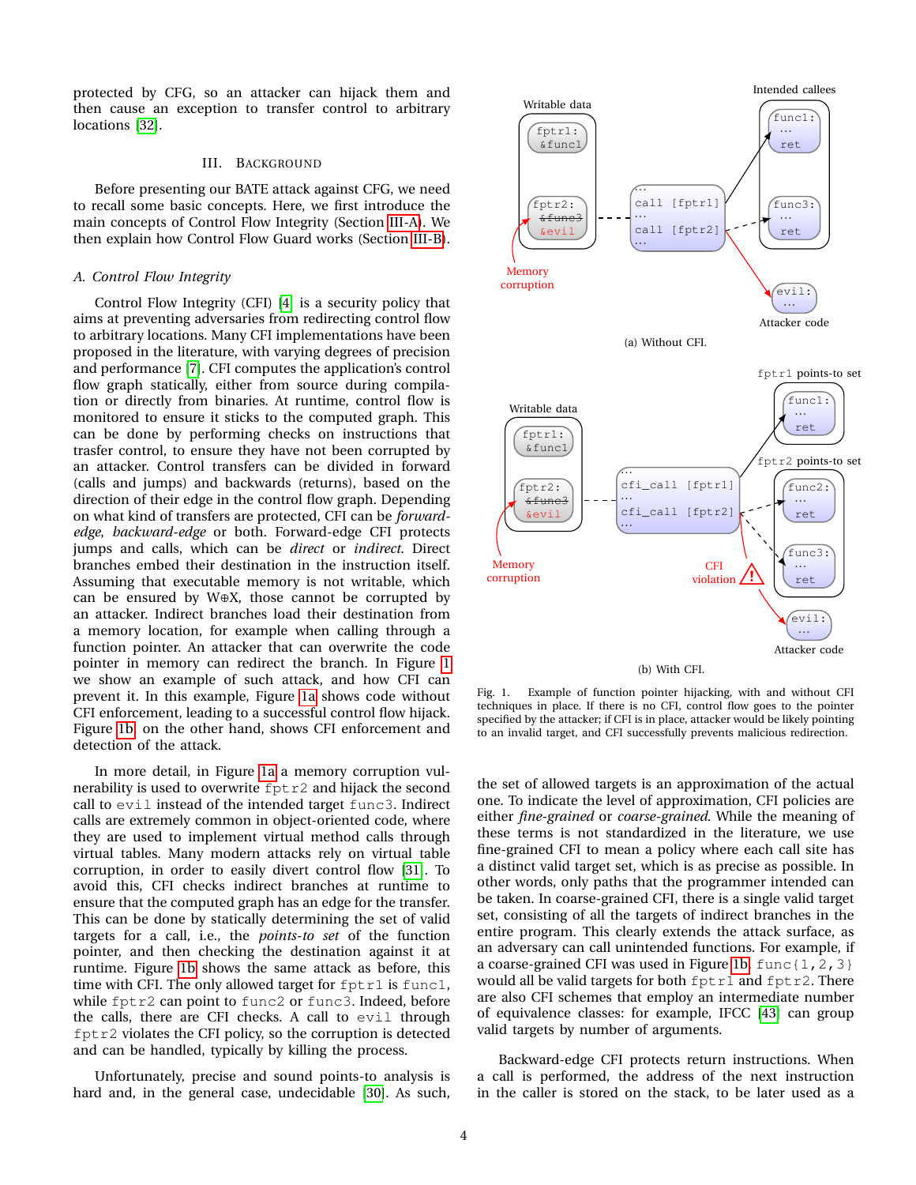protected by CFG, so an attacker can hijack them and then cause an exception to transfer control to arbitrary locations [32].

## III. Background

Before presenting our BATE attack against CFG, we need to recall some basic concepts. Here, we first introduce the main concepts of Control Flow Integrity (Section III-A). We then explain how Control Flow Guard works (Section III-B).

### A. Control Flow Integrity

Control Flow Integrity (CFI) [4] is a security policy that aims at preventing adversaries from redirecting control flow to arbitrary locations. Many CFI implementations have been proposed in the literature, with varying degrees of precision and performance [7]. CFI computes the application's control flow graph statically, either from source during compilation or directly from binaries. At runtime, control flow is monitored to ensure it sticks to the computed graph. This can be done by performing checks on instructions that trasfer control, to ensure they have not been corrupted by an attacker. Control transfers can be divided in forward (calls and jumps) and backwards (returns), based on the direction of their edge in the control flow graph. Depending on what kind of transfers are protected, CFI can be *forward-edge*, *backward-edge* or both. Forward-edge CFI protects jumps and calls, which can be *direct* or *indirect*. Direct branches embed their destination in the instruction itself. Assuming that executable memory is not writable, which can be ensured by W⊕X, those cannot be corrupted by an attacker. Indirect branches load their destination from a memory location, for example when calling through a function pointer. An attacker that can overwrite the code pointer in memory can redirect the branch. In Figure 1 we show an example of such attack, and how CFI can prevent it. In this example, Figure 1a shows code without CFI enforcement, leading to a successful control flow hijack. Figure 1b on the other hand, shows CFI enforcement and detection of the attack.

In more detail, in Figure 1a a memory corruption vulnerability is used to overwrite `fptr2` and hijack the second call to `evil` instead of the intended target `func3`. Indirect calls are extremely common in object-oriented code, where they are used to implement virtual method calls through virtual tables. Many modern attacks rely on virtual table corruption, in order to easily divert control flow [31]. To avoid this, CFI checks indirect branches at runtime to ensure that the computed graph has an edge for the transfer. This can be done by statically determining the set of valid targets for a call, i.e., the *points-to set* of the function pointer, and then checking the destination against it at runtime. Figure 1b shows the same attack as before, this time with CFI. The only allowed target for `fptr1` is `func1`, while `fptr2` can point to `func2` or `func3`. Indeed, before the calls, there are CFI checks. A call to `evil` through `fptr2` violates the CFI policy, so the corruption is detected and can be handled, typically by killing the process.

Unfortunately, precise and sound points-to analysis is hard and, in the general case, undecidable [30]. As such,

(a) Without CFI.

(b) With CFI.

Fig. 1. Example of function pointer hijacking, with and without CFI techniques in place. If there is no CFI, control flow goes to the pointer specified by the attacker; if CFI is in place, attacker would be likely pointing to an invalid target, and CFI successfully prevents malicious redirection.

the set of allowed targets is an approximation of the actual one. To indicate the level of approximation, CFI policies are either *fine-grained* or *coarse-grained*. While the meaning of these terms is not standardized in the literature, we use fine-grained CFI to mean a policy where each call site has a distinct valid target set, which is as precise as possible. In other words, only paths that the programmer intended can be taken. In coarse-grained CFI, there is a single valid target set, consisting of all the targets of indirect branches in the entire program. This clearly extends the attack surface, as an adversary can call unintended functions. For example, if a coarse-grained CFI was used in Figure 1b, `func{1,2,3}` would all be valid targets for both `fptr1` and `fptr2`. There are also CFI schemes that employ an intermediate number of equivalence classes: for example, IFCC [43] can group valid targets by number of arguments.

Backward-edge CFI protects return instructions. When a call is performed, the address of the next instruction in the caller is stored on the stack, to be later used as a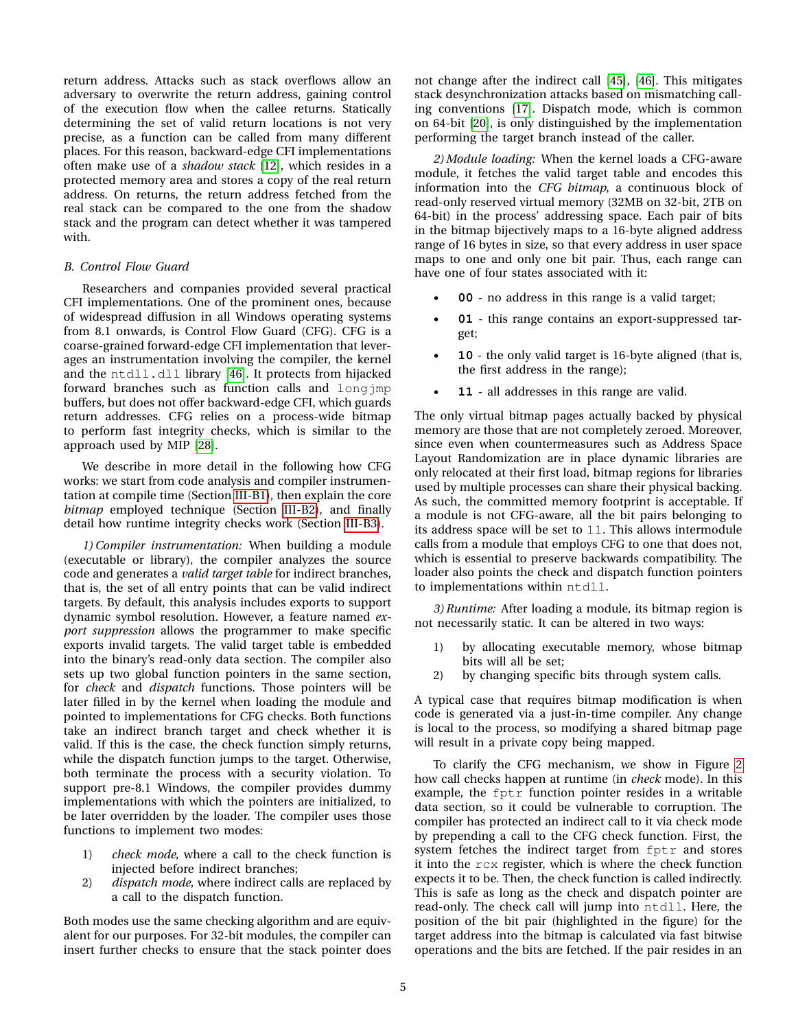return address. Attacks such as stack overflows allow an adversary to overwrite the return address, gaining control of the execution flow when the callee returns. Statically determining the set of valid return locations is not very precise, as a function can be called from many different places. For this reason, backward-edge CFI implementations often make use of a *shadow stack* [12], which resides in a protected memory area and stores a copy of the real return address. On returns, the return address fetched from the real stack can be compared to the one from the shadow stack and the program can detect whether it was tampered with.

### B. Control Flow Guard

Researchers and companies provided several practical CFI implementations. One of the prominent ones, because of widespread diffusion in all Windows operating systems from 8.1 onwards, is Control Flow Guard (CFG). CFG is a coarse-grained forward-edge CFI implementation that leverages an instrumentation involving the compiler, the kernel and the `ntdll.dll` library [46]. It protects from hijacked forward branches such as function calls and `longjmp` buffers, but does not offer backward-edge CFI, which guards return addresses. CFG relies on a process-wide bitmap to perform fast integrity checks, which is similar to the approach used by MIP [28].

We describe in more detail in the following how CFG works: we start from code analysis and compiler instrumentation at compile time (Section III-B1), then explain the core *bitmap* employed technique (Section III-B2), and finally detail how runtime integrity checks work (Section III-B3).

*1) Compiler instrumentation:* When building a module (executable or library), the compiler analyzes the source code and generates a *valid target table* for indirect branches, that is, the set of all entry points that can be valid indirect targets. By default, this analysis includes exports to support dynamic symbol resolution. However, a feature named *export suppression* allows the programmer to make specific exports invalid targets. The valid target table is embedded into the binary's read-only data section. The compiler also sets up two global function pointers in the same section, for *check* and *dispatch* functions. Those pointers will be later filled in by the kernel when loading the module and pointed to implementations for CFG checks. Both functions take an indirect branch target and check whether it is valid. If this is the case, the check function simply returns, while the dispatch function jumps to the target. Otherwise, both terminate the process with a security violation. To support pre-8.1 Windows, the compiler provides dummy implementations with which the pointers are initialized, to be later overridden by the loader. The compiler uses those functions to implement two modes:

1) *check mode*, where a call to the check function is injected before indirect branches;
2) *dispatch mode*, where indirect calls are replaced by a call to the dispatch function.

Both modes use the same checking algorithm and are equivalent for our purposes. For 32-bit modules, the compiler can insert further checks to ensure that the stack pointer does not change after the indirect call [45], [46]. This mitigates stack desynchronization attacks based on mismatching calling conventions [17]. Dispatch mode, which is common on 64-bit [20], is only distinguished by the implementation performing the target branch instead of the caller.

*2) Module loading:* When the kernel loads a CFG-aware module, it fetches the valid target table and encodes this information into the *CFG bitmap*, a continuous block of read-only reserved virtual memory (32MB on 32-bit, 2TB on 64-bit) in the process' addressing space. Each pair of bits in the bitmap bijectively maps to a 16-byte aligned address range of 16 bytes in size, so that every address in user space maps to one and only one bit pair. Thus, each range can have one of four states associated with it:

- **00** - no address in this range is a valid target;
- **01** - this range contains an export-suppressed target;
- **10** - the only valid target is 16-byte aligned (that is, the first address in the range);
- **11** - all addresses in this range are valid.

The only virtual bitmap pages actually backed by physical memory are those that are not completely zeroed. Moreover, since even when countermeasures such as Address Space Layout Randomization are in place dynamic libraries are only relocated at their first load, bitmap regions for libraries used by multiple processes can share their physical backing. As such, the committed memory footprint is acceptable. If a module is not CFG-aware, all the bit pairs belonging to its address space will be set to `11`. This allows intermodule calls from a module that employs CFG to one that does not, which is essential to preserve backwards compatibility. The loader also points the check and dispatch function pointers to implementations within `ntdll`.

*3) Runtime:* After loading a module, its bitmap region is not necessarily static. It can be altered in two ways:

1) by allocating executable memory, whose bitmap bits will all be set;
2) by changing specific bits through system calls.

A typical case that requires bitmap modification is when code is generated via a just-in-time compiler. Any change is local to the process, so modifying a shared bitmap page will result in a private copy being mapped.

To clarify the CFG mechanism, we show in Figure 2 how call checks happen at runtime (in *check* mode). In this example, the `fptr` function pointer resides in a writable data section, so it could be vulnerable to corruption. The compiler has protected an indirect call to it via check mode by prepending a call to the CFG check function. First, the system fetches the indirect target from `fptr` and stores it into the `rcx` register, which is where the check function expects it to be. Then, the check function is called indirectly. This is safe as long as the check and dispatch pointer are read-only. The check call will jump into `ntdll`. Here, the position of the bit pair (highlighted in the figure) for the target address into the bitmap is calculated via fast bitwise operations and the bits are fetched. If the pair resides in an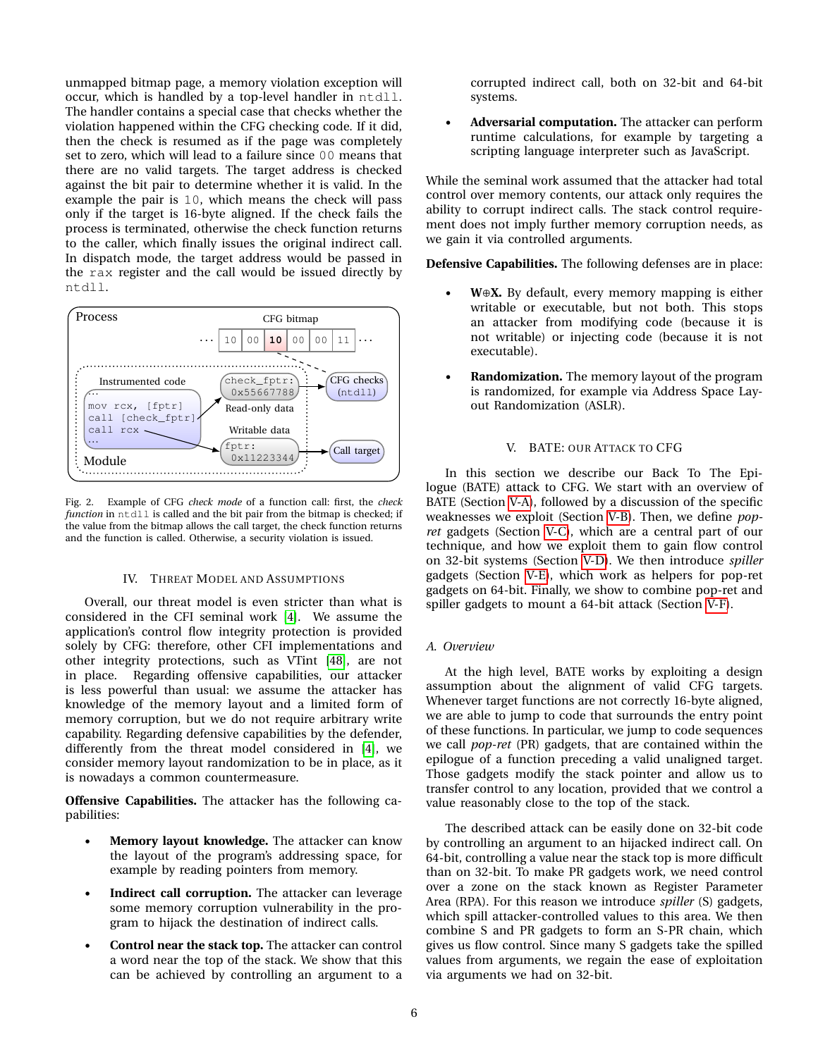unmapped bitmap page, a memory violation exception will occur, which is handled by a top-level handler in `ntdll`. The handler contains a special case that checks whether the violation happened within the CFG checking code. If it did, then the check is resumed as if the page was completely set to zero, which will lead to a failure since `00` means that there are no valid targets. The target address is checked against the bit pair to determine whether it is valid. In the example the pair is `10`, which means the check will pass only if the target is 16-byte aligned. If the check fails the process is terminated, otherwise the check function returns to the caller, which finally issues the original indirect call. In dispatch mode, the target address would be passed in the `rax` register and the call would be issued directly by `ntdll`.

Fig. 2. Example of CFG *check mode* of a function call: first, the *check function* in `ntdll` is called and the bit pair from the bitmap is checked; if the value from the bitmap allows the call target, the check function returns and the function is called. Otherwise, a security violation is issued.

## IV. Threat Model and Assumptions

Overall, our threat model is even stricter than what is considered in the CFI seminal work [4]. We assume the application's control flow integrity protection is provided solely by CFG: therefore, other CFI implementations and other integrity protections, such as VTint [48], are not in place. Regarding offensive capabilities, our attacker is less powerful than usual: we assume the attacker has knowledge of the memory layout and a limited form of memory corruption, but we do not require arbitrary write capability. Regarding defensive capabilities by the defender, differently from the threat model considered in [4], we consider memory layout randomization to be in place, as it is nowadays a common countermeasure.

**Offensive Capabilities.** The attacker has the following capabilities:

- **Memory layout knowledge.** The attacker can know the layout of the program's addressing space, for example by reading pointers from memory.
- **Indirect call corruption.** The attacker can leverage some memory corruption vulnerability in the program to hijack the destination of indirect calls.
- **Control near the stack top.** The attacker can control a word near the top of the stack. We show that this can be achieved by controlling an argument to a corrupted indirect call, both on 32-bit and 64-bit systems.
- **Adversarial computation.** The attacker can perform runtime calculations, for example by targeting a scripting language interpreter such as JavaScript.

While the seminal work assumed that the attacker had total control over memory contents, our attack only requires the ability to corrupt indirect calls. The stack control requirement does not imply further memory corruption needs, as we gain it via controlled arguments.

**Defensive Capabilities.** The following defenses are in place:

- **W⊕X.** By default, every memory mapping is either writable or executable, but not both. This stops an attacker from modifying code (because it is not writable) or injecting code (because it is not executable).
- **Randomization.** The memory layout of the program is randomized, for example via Address Space Layout Randomization (ASLR).

## V. BATE: Our Attack to CFG

In this section we describe our Back To The Epilogue (BATE) attack to CFG. We start with an overview of BATE (Section V-A), followed by a discussion of the specific weaknesses we exploit (Section V-B). Then, we define *pop-ret* gadgets (Section V-C), which are a central part of our technique, and how we exploit them to gain flow control on 32-bit systems (Section V-D). We then introduce *spiller* gadgets (Section V-E), which work as helpers for pop-ret gadgets on 64-bit. Finally, we show to combine pop-ret and spiller gadgets to mount a 64-bit attack (Section V-F).

### A. Overview

At the high level, BATE works by exploiting a design assumption about the alignment of valid CFG targets. Whenever target functions are not correctly 16-byte aligned, we are able to jump to code that surrounds the entry point of these functions. In particular, we jump to code sequences we call *pop-ret* (PR) gadgets, that are contained within the epilogue of a function preceding a valid unaligned target. Those gadgets modify the stack pointer and allow us to transfer control to any location, provided that we control a value reasonably close to the top of the stack.

The described attack can be easily done on 32-bit code by controlling an argument to an hijacked indirect call. On 64-bit, controlling a value near the stack top is more difficult than on 32-bit. To make PR gadgets work, we need control over a zone on the stack known as Register Parameter Area (RPA). For this reason we introduce *spiller* (S) gadgets, which spill attacker-controlled values to this area. We then combine S and PR gadgets to form an S-PR chain, which gives us flow control. Since many S gadgets take the spilled values from arguments, we regain the ease of exploitation via arguments we had on 32-bit.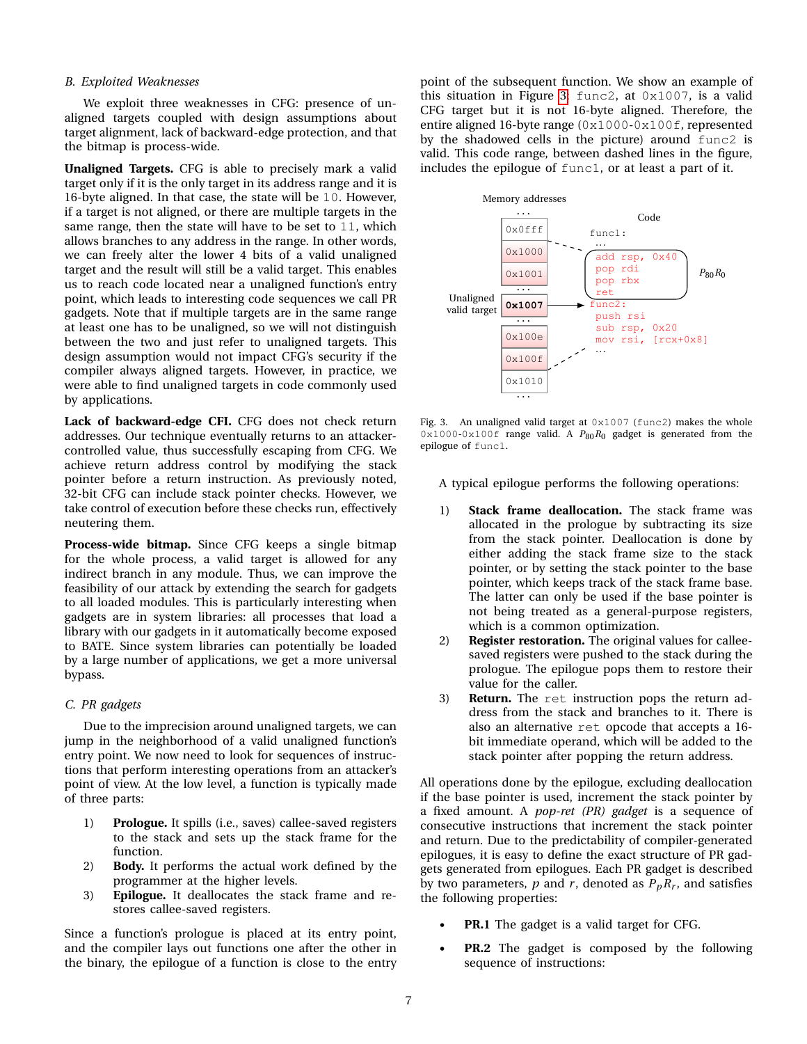### B. Exploited Weaknesses

We exploit three weaknesses in CFG: presence of unaligned targets coupled with design assumptions about target alignment, lack of backward-edge protection, and that the bitmap is process-wide.

**Unaligned Targets.** CFG is able to precisely mark a valid target only if it is the only target in its address range and it is 16-byte aligned. In that case, the state will be `10`. However, if a target is not aligned, or there are multiple targets in the same range, then the state will have to be set to `11`, which allows branches to any address in the range. In other words, we can freely alter the lower 4 bits of a valid unaligned target and the result will still be a valid target. This enables us to reach code located near a unaligned function's entry point, which leads to interesting code sequences we call PR gadgets. Note that if multiple targets are in the same range at least one has to be unaligned, so we will not distinguish between the two and just refer to unaligned targets. This design assumption would not impact CFG's security if the compiler always aligned targets. However, in practice, we were able to find unaligned targets in code commonly used by applications.

**Lack of backward-edge CFI.** CFG does not check return addresses. Our technique eventually returns to an attacker-controlled value, thus successfully escaping from CFG. We achieve return address control by modifying the stack pointer before a return instruction. As previously noted, 32-bit CFG can include stack pointer checks. However, we take control of execution before these checks run, effectively neutering them.

**Process-wide bitmap.** Since CFG keeps a single bitmap for the whole process, a valid target is allowed for any indirect branch in any module. Thus, we can improve the feasibility of our attack by extending the search for gadgets to all loaded modules. This is particularly interesting when gadgets are in system libraries: all processes that load a library with our gadgets in it automatically become exposed to BATE. Since system libraries can potentially be loaded by a large number of applications, we get a more universal bypass.

### C. PR gadgets

Due to the imprecision around unaligned targets, we can jump in the neighborhood of a valid unaligned function's entry point. We now need to look for sequences of instructions that perform interesting operations from an attacker's point of view. At the low level, a function is typically made of three parts:

1) **Prologue.** It spills (i.e., saves) callee-saved registers to the stack and sets up the stack frame for the function.
2) **Body.** It performs the actual work defined by the programmer at the higher levels.
3) **Epilogue.** It deallocates the stack frame and restores callee-saved registers.

Since a function's prologue is placed at its entry point, and the compiler lays out functions one after the other in the binary, the epilogue of a function is close to the entry point of the subsequent function. We show an example of this situation in Figure 3: `func2`, at `0x1007`, is a valid CFG target but it is not 16-byte aligned. Therefore, the entire aligned 16-byte range (`0x1000-0x100f`, represented by the shadowed cells in the picture) around `func2` is valid. This code range, between dashed lines in the figure, includes the epilogue of `func1`, or at least a part of it.

```
Memory addresses                     Code
    ...
  0x0fff                   func1:
  0x1000                     ...
  0x1001                     add rsp, 0x40
    ...                      pop rdi            P80R0
  0x1007  <- Unaligned       pop rbx
    ...      valid target    ret
  0x100e                   func2:
  0x100f                     push rsi
  0x1010                     sub rsp, 0x20
    ...                      mov rsi, [rcx+0x8]
                             ...
```

Fig. 3. An unaligned valid target at `0x1007` (`func2`) makes the whole `0x1000-0x100f` range valid. A $P_{80}R_0$ gadget is generated from the epilogue of `func1`.

A typical epilogue performs the following operations:

1) **Stack frame deallocation.** The stack frame was allocated in the prologue by subtracting its size from the stack pointer. Deallocation is done by either adding the stack frame size to the stack pointer, or by setting the stack pointer to the base pointer, which keeps track of the stack frame base. The latter can only be used if the base pointer is not being treated as a general-purpose registers, which is a common optimization.
2) **Register restoration.** The original values for callee-saved registers were pushed to the stack during the prologue. The epilogue pops them to restore their value for the caller.
3) **Return.** The `ret` instruction pops the return address from the stack and branches to it. There is also an alternative `ret` opcode that accepts a 16-bit immediate operand, which will be added to the stack pointer after popping the return address.

All operations done by the epilogue, excluding deallocation if the base pointer is used, increment the stack pointer by a fixed amount. A *pop-ret (PR) gadget* is a sequence of consecutive instructions that increment the stack pointer and return. Due to the predictability of compiler-generated epilogues, it is easy to define the exact structure of PR gadgets generated from epilogues. Each PR gadget is described by two parameters, $p$ and $r$, denoted as $P_pR_r$, and satisfies the following properties:

- **PR.1** The gadget is a valid target for CFG.
- **PR.2** The gadget is composed by the following sequence of instructions: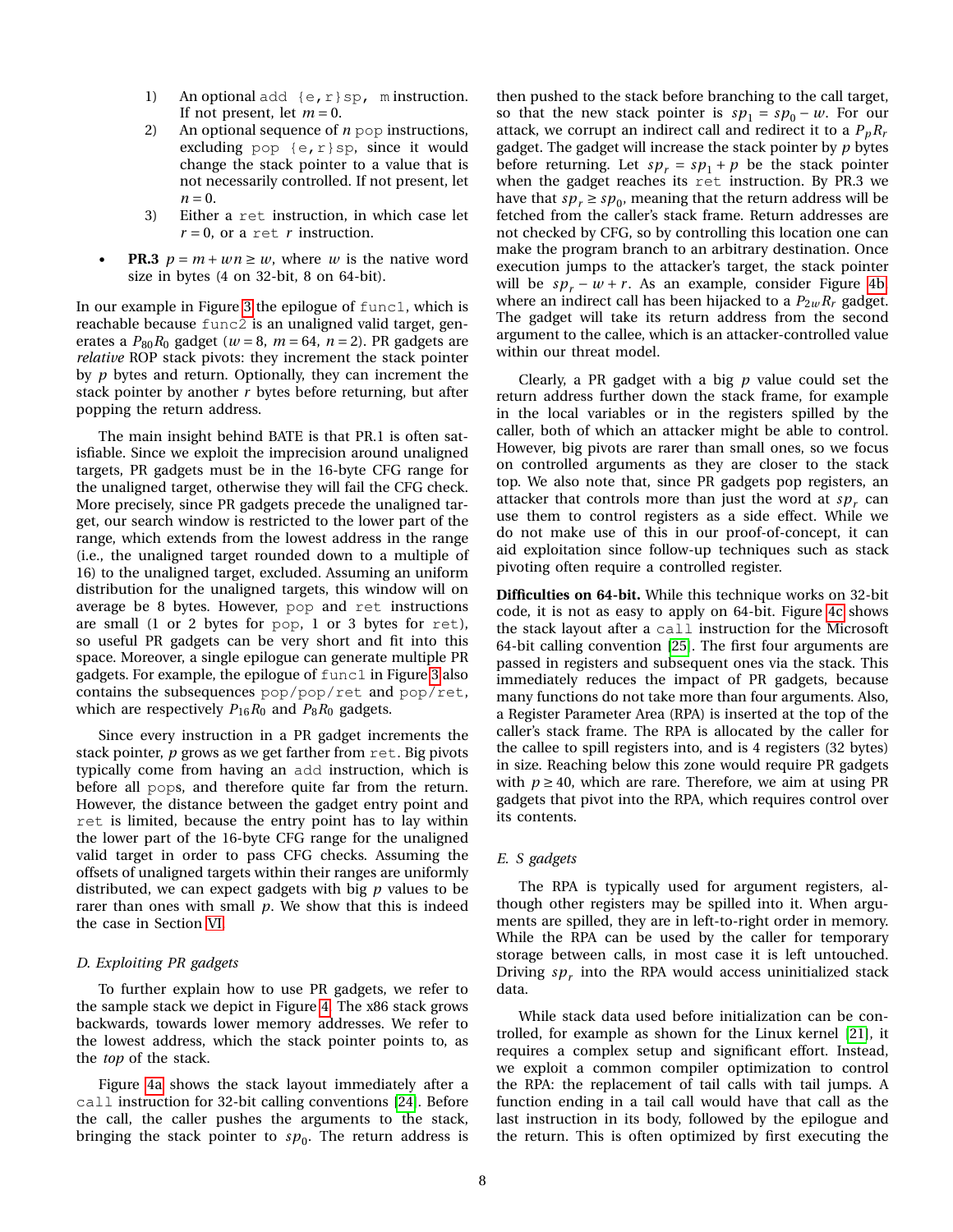1) An optional `add {e,r}sp, m` instruction. If not present, let $m = 0$.
2) An optional sequence of $n$ `pop` instructions, excluding `pop {e,r}sp`, since it would change the stack pointer to a value that is not necessarily controlled. If not present, let $n = 0$.
3) Either a `ret` instruction, in which case let $r = 0$, or a `ret r` instruction.

- **PR.3** $p = m + wn \geq w$, where $w$ is the native word size in bytes (4 on 32-bit, 8 on 64-bit).

In our example in Figure 3 the epilogue of `func1`, which is reachable because `func2` is an unaligned valid target, generates a $P_{80}R_0$ gadget ($w = 8$, $m = 64$, $n = 2$). PR gadgets are *relative* ROP stack pivots: they increment the stack pointer by $p$ bytes and return. Optionally, they can increment the stack pointer by another $r$ bytes before returning, but after popping the return address.

The main insight behind BATE is that PR.1 is often satisfiable. Since we exploit the imprecision around unaligned targets, PR gadgets must be in the 16-byte CFG range for the unaligned target, otherwise they will fail the CFG check. More precisely, since PR gadgets precede the unaligned target, our search window is restricted to the lower part of the range, which extends from the lowest address in the range (i.e., the unaligned target rounded down to a multiple of 16) to the unaligned target, excluded. Assuming an uniform distribution for the unaligned targets, this window will on average be 8 bytes. However, `pop` and `ret` instructions are small (1 or 2 bytes for `pop`, 1 or 3 bytes for `ret`), so useful PR gadgets can be very short and fit into this space. Moreover, a single epilogue can generate multiple PR gadgets. For example, the epilogue of `func1` in Figure 3 also contains the subsequences `pop/pop/ret` and `pop/ret`, which are respectively $P_{16}R_0$ and $P_8R_0$ gadgets.

Since every instruction in a PR gadget increments the stack pointer, $p$ grows as we get farther from `ret`. Big pivots typically come from having an `add` instruction, which is before all `pop`s, and therefore quite far from the return. However, the distance between the gadget entry point and `ret` is limited, because the entry point has to lay within the lower part of the 16-byte CFG range for the unaligned valid target in order to pass CFG checks. Assuming the offsets of unaligned targets within their ranges are uniformly distributed, we can expect gadgets with big $p$ values to be rarer than ones with small $p$. We show that this is indeed the case in Section VI.

### D. Exploiting PR gadgets

To further explain how to use PR gadgets, we refer to the sample stack we depict in Figure 4. The x86 stack grows backwards, towards lower memory addresses. We refer to the lowest address, which the stack pointer points to, as the *top* of the stack.

Figure 4a shows the stack layout immediately after a `call` instruction for 32-bit calling conventions [24]. Before the call, the caller pushes the arguments to the stack, bringing the stack pointer to $sp_0$. The return address is then pushed to the stack before branching to the call target, so that the new stack pointer is $sp_1 = sp_0 - w$. For our attack, we corrupt an indirect call and redirect it to a $P_pR_r$ gadget. The gadget will increase the stack pointer by $p$ bytes before returning. Let $sp_r = sp_1 + p$ be the stack pointer when the gadget reaches its `ret` instruction. By PR.3 we have that $sp_r \geq sp_0$, meaning that the return address will be fetched from the caller's stack frame. Return addresses are not checked by CFG, so by controlling this location one can make the program branch to an arbitrary destination. Once execution jumps to the attacker's target, the stack pointer will be $sp_r - w + r$. As an example, consider Figure 4b, where an indirect call has been hijacked to a $P_{2w}R_r$ gadget. The gadget will take its return address from the second argument to the callee, which is an attacker-controlled value within our threat model.

Clearly, a PR gadget with a big $p$ value could set the return address further down the stack frame, for example in the local variables or in the registers spilled by the caller, both of which an attacker might be able to control. However, big pivots are rarer than small ones, so we focus on controlled arguments as they are closer to the stack top. We also note that, since PR gadgets pop registers, an attacker that controls more than just the word at $sp_r$ can use them to control registers as a side effect. While we do not make use of this in our proof-of-concept, it can aid exploitation since follow-up techniques such as stack pivoting often require a controlled register.

**Difficulties on 64-bit.** While this technique works on 32-bit code, it is not as easy to apply on 64-bit. Figure 4c shows the stack layout after a `call` instruction for the Microsoft 64-bit calling convention [25]. The first four arguments are passed in registers and subsequent ones via the stack. This immediately reduces the impact of PR gadgets, because many functions do not take more than four arguments. Also, a Register Parameter Area (RPA) is inserted at the top of the caller's stack frame. The RPA is allocated by the caller for the callee to spill registers into, and is 4 registers (32 bytes) in size. Reaching below this zone would require PR gadgets with $p \geq 40$, which are rare. Therefore, we aim at using PR gadgets that pivot into the RPA, which requires control over its contents.

### E. S gadgets

The RPA is typically used for argument registers, although other registers may be spilled into it. When arguments are spilled, they are in left-to-right order in memory. While the RPA can be used by the caller for temporary storage between calls, in most case it is left untouched. Driving $sp_r$ into the RPA would access uninitialized stack data.

While stack data used before initialization can be controlled, for example as shown for the Linux kernel [21], it requires a complex setup and significant effort. Instead, we exploit a common compiler optimization to control the RPA: the replacement of tail calls with tail jumps. A function ending in a tail call would have that call as the last instruction in its body, followed by the epilogue and the return. This is often optimized by first executing the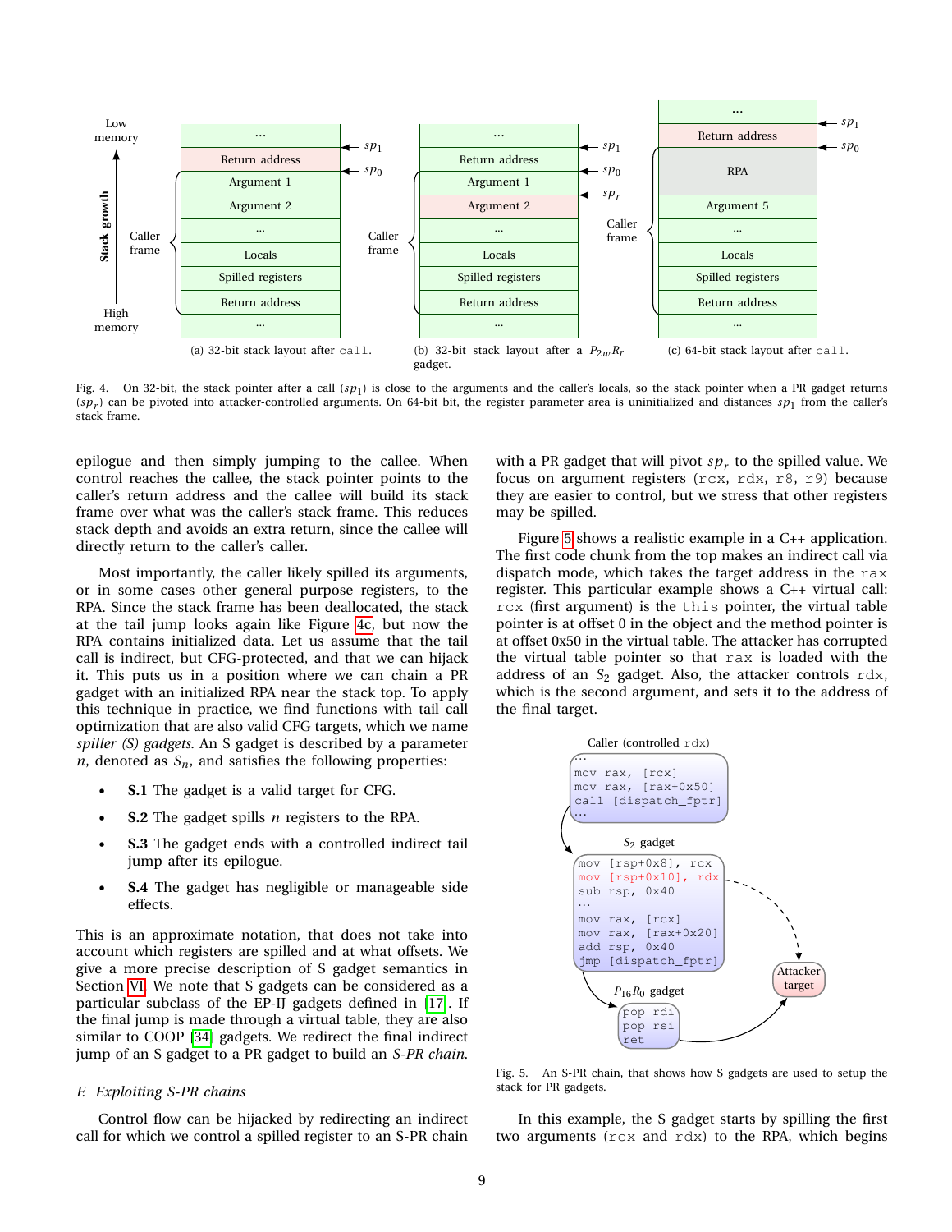Fig. 4. On 32-bit, the stack pointer after a call ($sp_1$) is close to the arguments and the caller's locals, so the stack pointer when a PR gadget returns ($sp_r$) can be pivoted into attacker-controlled arguments. On 64-bit bit, the register parameter area is uninitialized and distances $sp_1$ from the caller's stack frame.

(a) 32-bit stack layout after `call`. (b) 32-bit stack layout after a $P_{2w}R_r$ gadget. (c) 64-bit stack layout after `call`.

epilogue and then simply jumping to the callee. When control reaches the callee, the stack pointer points to the caller's return address and the callee will build its stack frame over what was the caller's stack frame. This reduces stack depth and avoids an extra return, since the callee will directly return to the caller's caller.

Most importantly, the caller likely spilled its arguments, or in some cases other general purpose registers, to the RPA. Since the stack frame has been deallocated, the stack at the tail jump looks again like Figure 4c, but now the RPA contains initialized data. Let us assume that the tail call is indirect, but CFG-protected, and that we can hijack it. This puts us in a position where we can chain a PR gadget with an initialized RPA near the stack top. To apply this technique in practice, we find functions with tail call optimization that are also valid CFG targets, which we name *spiller (S) gadgets*. An S gadget is described by a parameter $n$, denoted as $S_n$, and satisfies the following properties:

- **S.1** The gadget is a valid target for CFG.
- **S.2** The gadget spills $n$ registers to the RPA.
- **S.3** The gadget ends with a controlled indirect tail jump after its epilogue.
- **S.4** The gadget has negligible or manageable side effects.

This is an approximate notation, that does not take into account which registers are spilled and at what offsets. We give a more precise description of S gadget semantics in Section VI. We note that S gadgets can be considered as a particular subclass of the EP-IJ gadgets defined in [17]. If the final jump is made through a virtual table, they are also similar to COOP [34] gadgets. We redirect the final indirect jump of an S gadget to a PR gadget to build an *S-PR chain*.

### F. Exploiting S-PR chains

Control flow can be hijacked by redirecting an indirect call for which we control a spilled register to an S-PR chain with a PR gadget that will pivot $sp_r$ to the spilled value. We focus on argument registers (`rcx`, `rdx`, `r8`, `r9`) because they are easier to control, but we stress that other registers may be spilled.

Figure 5 shows a realistic example in a C++ application. The first code chunk from the top makes an indirect call via dispatch mode, which takes the target address in the `rax` register. This particular example shows a C++ virtual call: `rcx` (first argument) is the `this` pointer, the virtual table pointer is at offset 0 in the object and the method pointer is at offset 0x50 in the virtual table. The attacker has corrupted the virtual table pointer so that `rax` is loaded with the address of an $S_2$ gadget. Also, the attacker controls `rdx`, which is the second argument, and sets it to the address of the final target.

Caller (controlled `rdx`)

```
...
mov rax, [rcx]
mov rax, [rax+0x50]
call [dispatch_fptr]
...
```

$S_2$ gadget

```
mov [rsp+0x8], rcx
mov [rsp+0x10], rdx
sub rsp, 0x40
...
mov rax, [rcx]
mov rax, [rax+0x20]
add rsp, 0x40
jmp [dispatch_fptr]
```

$P_{16}R_0$ gadget

```
pop rdi
pop rsi
ret
```

Attacker target

Fig. 5. An S-PR chain, that shows how S gadgets are used to setup the stack for PR gadgets.

In this example, the S gadget starts by spilling the first two arguments (`rcx` and `rdx`) to the RPA, which begins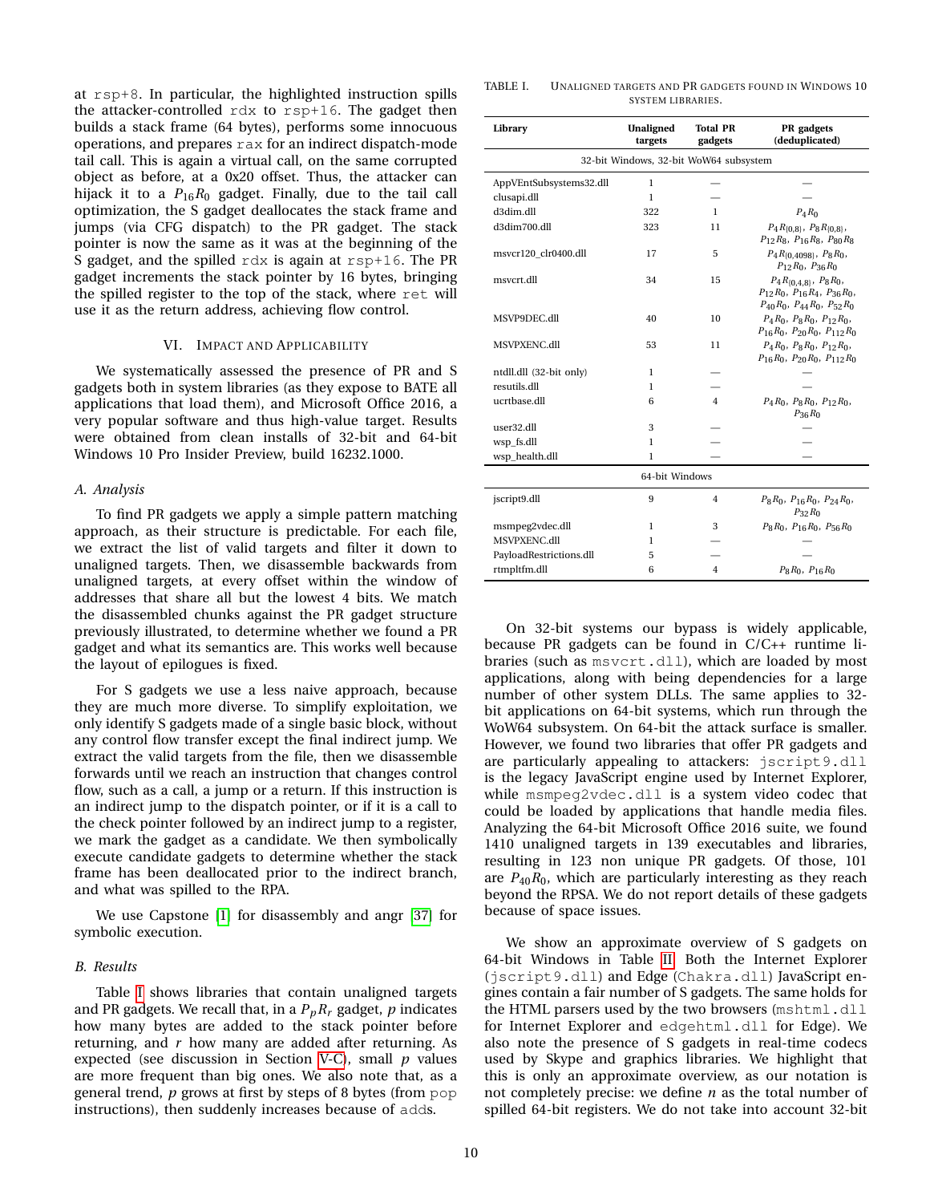at `rsp+8`. In particular, the highlighted instruction spills the attacker-controlled `rdx` to `rsp+16`. The gadget then builds a stack frame (64 bytes), performs some innocuous operations, and prepares `rax` for an indirect dispatch-mode tail call. This is again a virtual call, on the same corrupted object as before, at a 0x20 offset. Thus, the attacker can hijack it to a $P_{16}R_0$ gadget. Finally, due to the tail call optimization, the S gadget deallocates the stack frame and jumps (via CFG dispatch) to the PR gadget. The stack pointer is now the same as it was at the beginning of the S gadget, and the spilled `rdx` is again at `rsp+16`. The PR gadget increments the stack pointer by 16 bytes, bringing the spilled register to the top of the stack, where `ret` will use it as the return address, achieving flow control.

## VI. Impact and Applicability

We systematically assessed the presence of PR and S gadgets both in system libraries (as they expose to BATE all applications that load them), and Microsoft Office 2016, a very popular software and thus high-value target. Results were obtained from clean installs of 32-bit and 64-bit Windows 10 Pro Insider Preview, build 16232.1000.

### A. Analysis

To find PR gadgets we apply a simple pattern matching approach, as their structure is predictable. For each file, we extract the list of valid targets and filter it down to unaligned targets. Then, we disassemble backwards from unaligned targets, at every offset within the window of addresses that share all but the lowest 4 bits. We match the disassembled chunks against the PR gadget structure previously illustrated, to determine whether we found a PR gadget and what its semantics are. This works well because the layout of epilogues is fixed.

For S gadgets we use a less naive approach, because they are much more diverse. To simplify exploitation, we only identify S gadgets made of a single basic block, without any control flow transfer except the final indirect jump. We extract the valid targets from the file, then we disassemble forwards until we reach an instruction that changes control flow, such as a call, a jump or a return. If this instruction is an indirect jump to the dispatch pointer, or if it is a call to the check pointer followed by an indirect jump to a register, we mark the gadget as a candidate. We then symbolically execute candidate gadgets to determine whether the stack frame has been deallocated prior to the indirect branch, and what was spilled to the RPA.

We use Capstone [1] for disassembly and angr [37] for symbolic execution.

### B. Results

Table I shows libraries that contain unaligned targets and PR gadgets. We recall that, in a $P_pR_r$ gadget, $p$ indicates how many bytes are added to the stack pointer before returning, and $r$ how many are added after returning. As expected (see discussion in Section V-C), small $p$ values are more frequent than big ones. We also note that, as a general trend, $p$ grows at first by steps of 8 bytes (from `pop` instructions), then suddenly increases because of `add`s.

TABLE I. Unaligned targets and PR gadgets found in Windows 10 system libraries.

| Library | Unaligned targets | Total PR gadgets | PR gadgets (deduplicated) |
|---|---|---|---|
| 32-bit Windows, 32-bit WoW64 subsystem | | | |
| AppVEntSubsystems32.dll | 1 | — | — |
| clusapi.dll | 1 | — | — |
| d3dim.dll | 322 | 1 | $P_4R_0$ |
| d3dim700.dll | 323 | 11 | $P_4R_{\{0,8\}}$, $P_8R_{\{0,8\}}$, $P_{12}R_8$, $P_{16}R_8$, $P_{80}R_8$ |
| msvcr120_clr0400.dll | 17 | 5 | $P_4R_{\{0,4098\}}$, $P_8R_0$, $P_{12}R_0$, $P_{36}R_0$ |
| msvcrt.dll | 34 | 15 | $P_4R_{\{0,4,8\}}$, $P_8R_0$, $P_{12}R_0$, $P_{16}R_4$, $P_{36}R_0$, $P_{40}R_0$, $P_{44}R_0$, $P_{52}R_0$ |
| MSVP9DEC.dll | 40 | 10 | $P_4R_0$, $P_8R_0$, $P_{12}R_0$, $P_{16}R_0$, $P_{20}R_0$, $P_{112}R_0$ |
| MSVPXENC.dll | 53 | 11 | $P_4R_0$, $P_8R_0$, $P_{12}R_0$, $P_{16}R_0$, $P_{20}R_0$, $P_{112}R_0$ |
| ntdll.dll (32-bit only) | 1 | — | — |
| resutils.dll | 1 | — | — |
| ucrtbase.dll | 6 | 4 | $P_4R_0$, $P_8R_0$, $P_{12}R_0$, $P_{36}R_0$ |
| user32.dll | 3 | — | — |
| wsp_fs.dll | 1 | — | — |
| wsp_health.dll | 1 | — | — |
| 64-bit Windows | | | |
| jscript9.dll | 9 | 4 | $P_8R_0$, $P_{16}R_0$, $P_{24}R_0$, $P_{32}R_0$ |
| msmpeg2vdec.dll | 1 | 3 | $P_8R_0$, $P_{16}R_0$, $P_{56}R_0$ |
| MSVPXENC.dll | 1 | — | — |
| PayloadRestrictions.dll | 5 | — | — |
| rtmpltfm.dll | 6 | 4 | $P_8R_0$, $P_{16}R_0$ |

On 32-bit systems our bypass is widely applicable, because PR gadgets can be found in C/C++ runtime libraries (such as `msvcrt.dll`), which are loaded by most applications, along with being dependencies for a large number of other system DLLs. The same applies to 32-bit applications on 64-bit systems, which run through the WoW64 subsystem. On 64-bit the attack surface is smaller. However, we found two libraries that offer PR gadgets and are particularly appealing to attackers: `jscript9.dll` is the legacy JavaScript engine used by Internet Explorer, while `msmpeg2vdec.dll` is a system video codec that could be loaded by applications that handle media files. Analyzing the 64-bit Microsoft Office 2016 suite, we found 1410 unaligned targets in 139 executables and libraries, resulting in 123 non unique PR gadgets. Of those, 101 are $P_{40}R_0$, which are particularly interesting as they reach beyond the RPSA. We do not report details of these gadgets because of space issues.

We show an approximate overview of S gadgets on 64-bit Windows in Table II. Both the Internet Explorer (`jscript9.dll`) and Edge (`Chakra.dll`) JavaScript engines contain a fair number of S gadgets. The same holds for the HTML parsers used by the two browsers (`mshtml.dll` for Internet Explorer and `edgehtml.dll` for Edge). We also note the presence of S gadgets in real-time codecs used by Skype and graphics libraries. We highlight that this is only an approximate overview, as our notation is not completely precise: we define $n$ as the total number of spilled 64-bit registers. We do not take into account 32-bit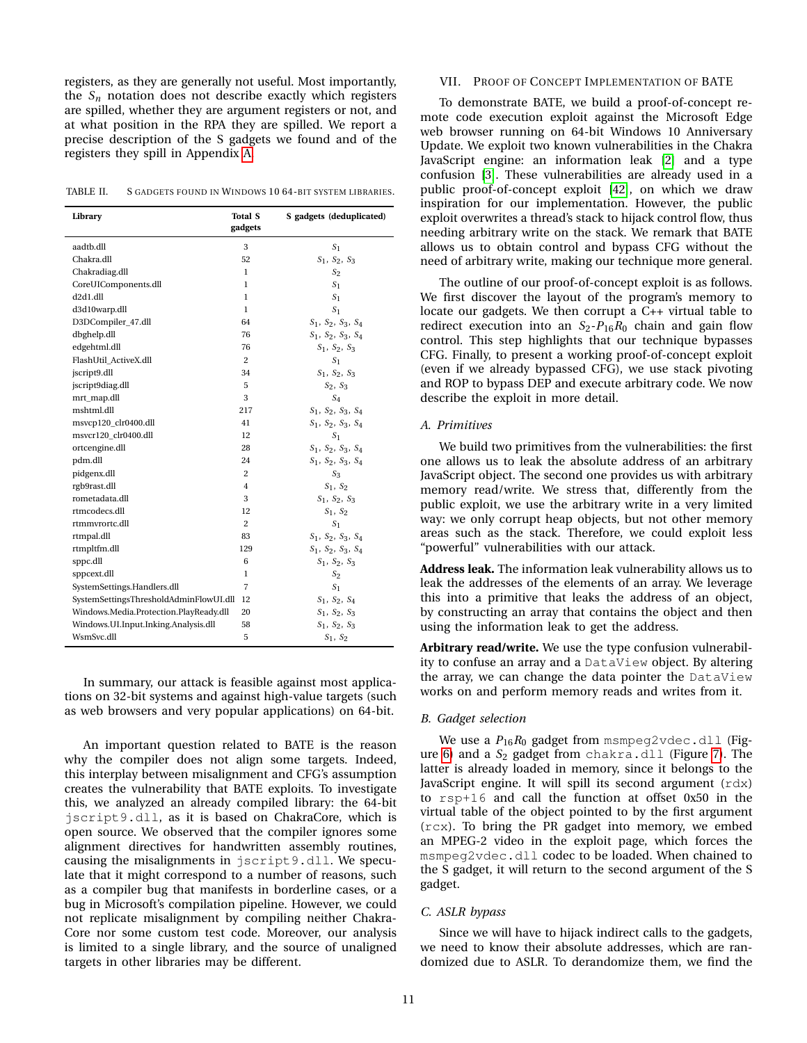registers, as they are generally not useful. Most importantly, the $S_n$ notation does not describe exactly which registers are spilled, whether they are argument registers or not, and at what position in the RPA they are spilled. We report a precise description of the S gadgets we found and of the registers they spill in Appendix A.

TABLE II. S GADGETS FOUND IN WINDOWS 10 64-BIT SYSTEM LIBRARIES.

| Library | Total S gadgets | S gadgets (deduplicated) |
|---|---|---|
| aadtb.dll | 3 | $S_1$ |
| Chakra.dll | 52 | $S_1$, $S_2$, $S_3$ |
| Chakradiag.dll | 1 | $S_2$ |
| CoreUIComponents.dll | 1 | $S_1$ |
| d2d1.dll | 1 | $S_1$ |
| d3d10warp.dll | 1 | $S_1$ |
| D3DCompiler_47.dll | 64 | $S_1$, $S_2$, $S_3$, $S_4$ |
| dbghelp.dll | 76 | $S_1$, $S_2$, $S_3$, $S_4$ |
| edgehtml.dll | 76 | $S_1$, $S_2$, $S_3$ |
| FlashUtil_ActiveX.dll | 2 | $S_1$ |
| jscript9.dll | 34 | $S_1$, $S_2$, $S_3$ |
| jscript9diag.dll | 5 | $S_2$, $S_3$ |
| mrt_map.dll | 3 | $S_4$ |
| mshtml.dll | 217 | $S_1$, $S_2$, $S_3$, $S_4$ |
| msvcp120_clr0400.dll | 41 | $S_1$, $S_2$, $S_3$, $S_4$ |
| msvcr120_clr0400.dll | 12 | $S_1$ |
| ortcengine.dll | 28 | $S_1$, $S_2$, $S_3$, $S_4$ |
| pdm.dll | 24 | $S_1$, $S_2$, $S_3$, $S_4$ |
| pidgenx.dll | 2 | $S_3$ |
| rgb9rast.dll | 4 | $S_1$, $S_2$ |
| rometadata.dll | 3 | $S_1$, $S_2$, $S_3$ |
| rtmcodecs.dll | 12 | $S_1$, $S_2$ |
| rtmmvrortc.dll | 2 | $S_1$ |
| rtmpal.dll | 83 | $S_1$, $S_2$, $S_3$, $S_4$ |
| rtmpltfm.dll | 129 | $S_1$, $S_2$, $S_3$, $S_4$ |
| sppc.dll | 6 | $S_1$, $S_2$, $S_3$ |
| sppcext.dll | 1 | $S_2$ |
| SystemSettings.Handlers.dll | 7 | $S_1$ |
| SystemSettingsThresholdAdminFlowUI.dll | 12 | $S_1$, $S_2$, $S_4$ |
| Windows.Media.Protection.PlayReady.dll | 20 | $S_1$, $S_2$, $S_3$ |
| Windows.UI.Input.Inking.Analysis.dll | 58 | $S_1$, $S_2$, $S_3$ |
| WsmSvc.dll | 5 | $S_1$, $S_2$ |

In summary, our attack is feasible against most applications on 32-bit systems and against high-value targets (such as web browsers and very popular applications) on 64-bit.

An important question related to BATE is the reason why the compiler does not align some targets. Indeed, this interplay between misalignment and CFG's assumption creates the vulnerability that BATE exploits. To investigate this, we analyzed an already compiled library: the 64-bit `jscript9.dll`, as it is based on ChakraCore, which is open source. We observed that the compiler ignores some alignment directives for handwritten assembly routines, causing the misalignments in `jscript9.dll`. We speculate that it might correspond to a number of reasons, such as a compiler bug that manifests in borderline cases, or a bug in Microsoft's compilation pipeline. However, we could not replicate misalignment by compiling neither ChakraCore nor some custom test code. Moreover, our analysis is limited to a single library, and the source of unaligned targets in other libraries may be different.

## VII. Proof of Concept Implementation of BATE

To demonstrate BATE, we build a proof-of-concept remote code execution exploit against the Microsoft Edge web browser running on 64-bit Windows 10 Anniversary Update. We exploit two known vulnerabilities in the Chakra JavaScript engine: an information leak [2] and a type confusion [3]. These vulnerabilities are already used in a public proof-of-concept exploit [42], on which we draw inspiration for our implementation. However, the public exploit overwrites a thread's stack to hijack control flow, thus needing arbitrary write on the stack. We remark that BATE allows us to obtain control and bypass CFG without the need of arbitrary write, making our technique more general.

The outline of our proof-of-concept exploit is as follows. We first discover the layout of the program's memory to locate our gadgets. We then corrupt a C++ virtual table to redirect execution into an $S_2$-$P_{16}R_0$ chain and gain flow control. This step highlights that our technique bypasses CFG. Finally, to present a working proof-of-concept exploit (even if we already bypassed CFG), we use stack pivoting and ROP to bypass DEP and execute arbitrary code. We now describe the exploit in more detail.

### A. Primitives

We build two primitives from the vulnerabilities: the first one allows us to leak the absolute address of an arbitrary JavaScript object. The second one provides us with arbitrary memory read/write. We stress that, differently from the public exploit, we use the arbitrary write in a very limited way: we only corrupt heap objects, but not other memory areas such as the stack. Therefore, we could exploit less "powerful" vulnerabilities with our attack.

**Address leak.** The information leak vulnerability allows us to leak the addresses of the elements of an array. We leverage this into a primitive that leaks the address of an object, by constructing an array that contains the object and then using the information leak to get the address.

**Arbitrary read/write.** We use the type confusion vulnerability to confuse an array and a `DataView` object. By altering the array, we can change the data pointer the `DataView` works on and perform memory reads and writes from it.

### B. Gadget selection

We use a $P_{16}R_0$ gadget from `msmpeg2vdec.dll` (Figure 6) and a $S_2$ gadget from `chakra.dll` (Figure 7). The latter is already loaded in memory, since it belongs to the JavaScript engine. It will spill its second argument (`rdx`) to `rsp+16` and call the function at offset 0x50 in the virtual table of the object pointed to by the first argument (`rcx`). To bring the PR gadget into memory, we embed an MPEG-2 video in the exploit page, which forces the `msmpeg2vdec.dll` codec to be loaded. When chained to the S gadget, it will return to the second argument of the S gadget.

### C. ASLR bypass

Since we will have to hijack indirect calls to the gadgets, we need to know their absolute addresses, which are randomized due to ASLR. To derandomize them, we find the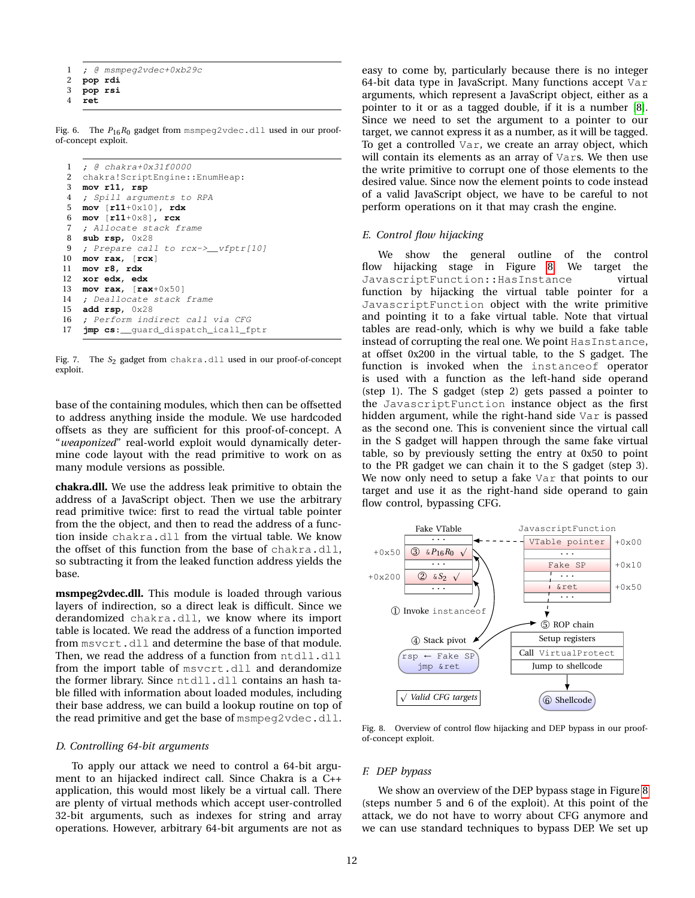```
1   ; @ msmpeg2vdec+0xb29c
2   pop rdi
3   pop rsi
4   ret
```

Fig. 6. The $P_{16}R_0$ gadget from msmpeg2vdec.dll used in our proof-of-concept exploit.

```
1   ; @ chakra+0x31f0000
2   chakra!ScriptEngine::EnumHeap:
3   mov r11, rsp
4   ; Spill arguments to RPA
5   mov [r11+0x10], rdx
6   mov [r11+0x8], rcx
7   ; Allocate stack frame
8   sub rsp, 0x28
9   ; Prepare call to rcx->__vfptr[10]
10  mov rax, [rcx]
11  mov r8, rdx
12  xor edx, edx
13  mov rax, [rax+0x50]
14  ; Deallocate stack frame
15  add rsp, 0x28
16  ; Perform indirect call via CFG
17  jmp cs:__guard_dispatch_icall_fptr
```

Fig. 7. The $S_2$ gadget from chakra.dll used in our proof-of-concept exploit.

base of the containing modules, which then can be offsetted to address anything inside the module. We use hardcoded offsets as they are sufficient for this proof-of-concept. A "*weaponized*" real-world exploit would dynamically determine code layout with the read primitive to work on as many module versions as possible.

**chakra.dll.** We use the address leak primitive to obtain the address of a JavaScript object. Then we use the arbitrary read primitive twice: first to read the virtual table pointer from the the object, and then to read the address of a function inside chakra.dll from the virtual table. We know the offset of this function from the base of chakra.dll, so subtracting it from the leaked function address yields the base.

**msmpeg2vdec.dll.** This module is loaded through various layers of indirection, so a direct leak is difficult. Since we derandomized chakra.dll, we know where its import table is located. We read the address of a function imported from msvcrt.dll and determine the base of that module. Then, we read the address of a function from ntdll.dll from the import table of msvcrt.dll and derandomize the former library. Since ntdll.dll contains an hash table filled with information about loaded modules, including their base address, we can build a lookup routine on top of the read primitive and get the base of msmpeg2vdec.dll.

### D. Controlling 64-bit arguments

To apply our attack we need to control a 64-bit argument to an hijacked indirect call. Since Chakra is a C++ application, this would most likely be a virtual call. There are plenty of virtual methods which accept user-controlled 32-bit arguments, such as indexes for string and array operations. However, arbitrary 64-bit arguments are not as easy to come by, particularly because there is no integer 64-bit data type in JavaScript. Many functions accept Var arguments, which represent a JavaScript object, either as a pointer to it or as a tagged double, if it is a number [8]. Since we need to set the argument to a pointer to our target, we cannot express it as a number, as it will be tagged. To get a controlled Var, we create an array object, which will contain its elements as an array of Vars. We then use the write primitive to corrupt one of those elements to the desired value. Since now the element points to code instead of a valid JavaScript object, we have to be careful to not perform operations on it that may crash the engine.

### E. Control flow hijacking

We show the general outline of the control flow hijacking stage in Figure 8. We target the JavascriptFunction::HasInstance virtual function by hijacking the virtual table pointer for a JavascriptFunction object with the write primitive and pointing it to a fake virtual table. Note that virtual tables are read-only, which is why we build a fake table instead of corrupting the real one. We point HasInstance, at offset 0x200 in the virtual table, to the S gadget. The function is invoked when the instanceof operator is used with a function as the left-hand side operand (step 1). The S gadget (step 2) gets passed a pointer to the JavascriptFunction instance object as the first hidden argument, while the right-hand side Var is passed as the second one. This is convenient since the virtual call in the S gadget will happen through the same fake virtual table, so by previously setting the entry at 0x50 to point to the PR gadget we can chain it to the S gadget (step 3). We now only need to setup a fake Var that points to our target and use it as the right-hand side operand to gain flow control, bypassing CFG.

Fig. 8. Overview of control flow hijacking and DEP bypass in our proof-of-concept exploit.

### F. DEP bypass

We show an overview of the DEP bypass stage in Figure 8 (steps number 5 and 6 of the exploit). At this point of the attack, we do not have to worry about CFG anymore and we can use standard techniques to bypass DEP. We set up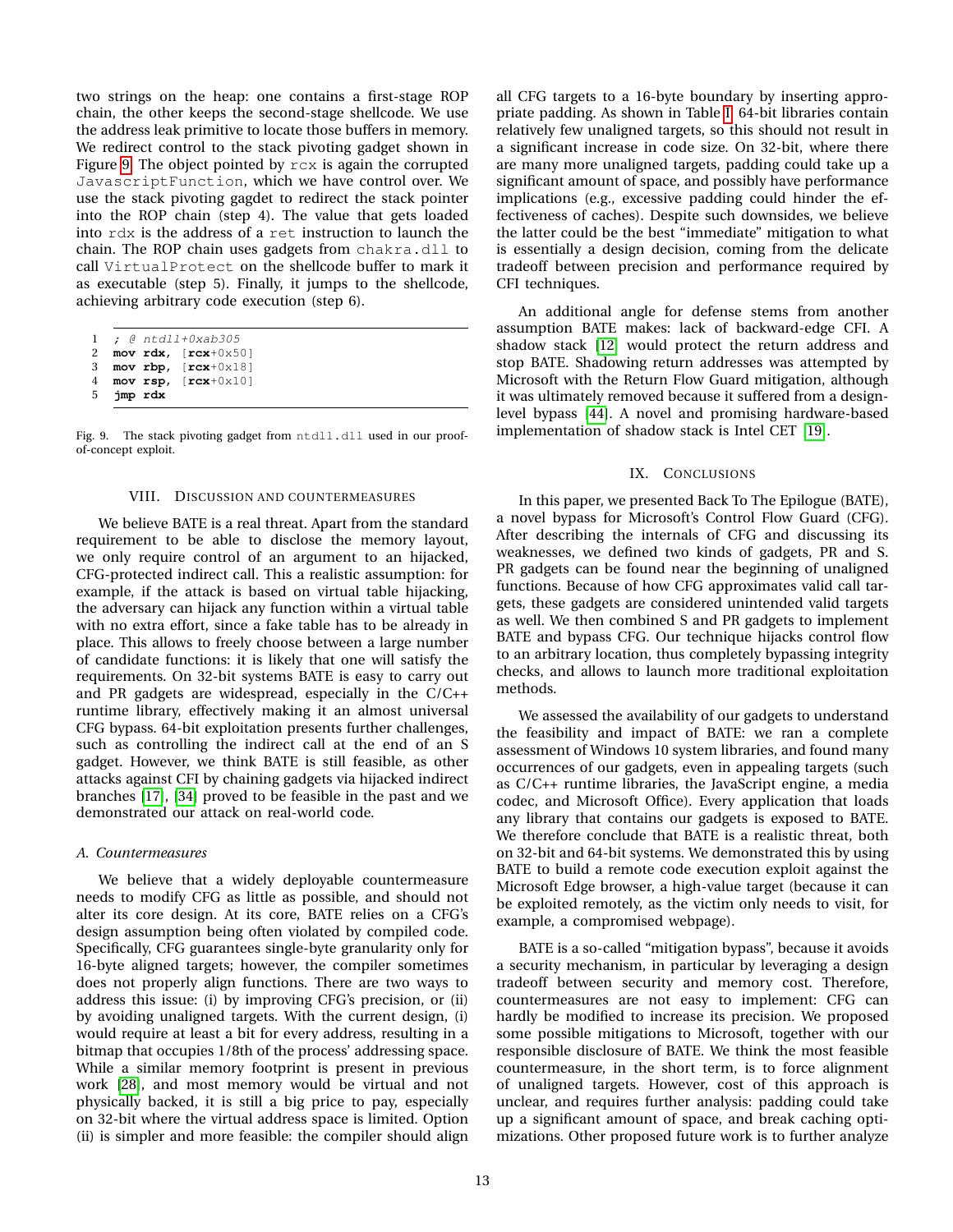two strings on the heap: one contains a first-stage ROP chain, the other keeps the second-stage shellcode. We use the address leak primitive to locate those buffers in memory. We redirect control to the stack pivoting gadget shown in Figure 9. The object pointed by `rcx` is again the corrupted `JavascriptFunction`, which we have control over. We use the stack pivoting gagdet to redirect the stack pointer into the ROP chain (step 4). The value that gets loaded into `rdx` is the address of a `ret` instruction to launch the chain. The ROP chain uses gadgets from `chakra.dll` to call `VirtualProtect` on the shellcode buffer to mark it as executable (step 5). Finally, it jumps to the shellcode, achieving arbitrary code execution (step 6).

```
1  ; @ ntdll+0xab305
2  mov rdx, [rcx+0x50]
3  mov rbp, [rcx+0x18]
4  mov rsp, [rcx+0x10]
5  jmp rdx
```

Fig. 9. The stack pivoting gadget from `ntdll.dll` used in our proof-of-concept exploit.

## VIII. Discussion and Countermeasures

We believe BATE is a real threat. Apart from the standard requirement to be able to disclose the memory layout, we only require control of an argument to an hijacked, CFG-protected indirect call. This a realistic assumption: for example, if the attack is based on virtual table hijacking, the adversary can hijack any function within a virtual table with no extra effort, since a fake table has to be already in place. This allows to freely choose between a large number of candidate functions: it is likely that one will satisfy the requirements. On 32-bit systems BATE is easy to carry out and PR gadgets are widespread, especially in the C/C++ runtime library, effectively making it an almost universal CFG bypass. 64-bit exploitation presents further challenges, such as controlling the indirect call at the end of an S gadget. However, we think BATE is still feasible, as other attacks against CFI by chaining gadgets via hijacked indirect branches [17], [34] proved to be feasible in the past and we demonstrated our attack on real-world code.

### A. Countermeasures

We believe that a widely deployable countermeasure needs to modify CFG as little as possible, and should not alter its core design. At its core, BATE relies on a CFG's design assumption being often violated by compiled code. Specifically, CFG guarantees single-byte granularity only for 16-byte aligned targets; however, the compiler sometimes does not properly align functions. There are two ways to address this issue: (i) by improving CFG's precision, or (ii) by avoiding unaligned targets. With the current design, (i) would require at least a bit for every address, resulting in a bitmap that occupies 1/8th of the process' addressing space. While a similar memory footprint is present in previous work [28], and most memory would be virtual and not physically backed, it is still a big price to pay, especially on 32-bit where the virtual address space is limited. Option (ii) is simpler and more feasible: the compiler should align all CFG targets to a 16-byte boundary by inserting appropriate padding. As shown in Table I, 64-bit libraries contain relatively few unaligned targets, so this should not result in a significant increase in code size. On 32-bit, where there are many more unaligned targets, padding could take up a significant amount of space, and possibly have performance implications (e.g., excessive padding could hinder the effectiveness of caches). Despite such downsides, we believe the latter could be the best "immediate" mitigation to what is essentially a design decision, coming from the delicate tradeoff between precision and performance required by CFI techniques.

An additional angle for defense stems from another assumption BATE makes: lack of backward-edge CFI. A shadow stack [12] would protect the return address and stop BATE. Shadowing return addresses was attempted by Microsoft with the Return Flow Guard mitigation, although it was ultimately removed because it suffered from a design-level bypass [44]. A novel and promising hardware-based implementation of shadow stack is Intel CET [19].

## IX. Conclusions

In this paper, we presented Back To The Epilogue (BATE), a novel bypass for Microsoft's Control Flow Guard (CFG). After describing the internals of CFG and discussing its weaknesses, we defined two kinds of gadgets, PR and S. PR gadgets can be found near the beginning of unaligned functions. Because of how CFG approximates valid call targets, these gadgets are considered unintended valid targets as well. We then combined S and PR gadgets to implement BATE and bypass CFG. Our technique hijacks control flow to an arbitrary location, thus completely bypassing integrity checks, and allows to launch more traditional exploitation methods.

We assessed the availability of our gadgets to understand the feasibility and impact of BATE: we ran a complete assessment of Windows 10 system libraries, and found many occurrences of our gadgets, even in appealing targets (such as C/C++ runtime libraries, the JavaScript engine, a media codec, and Microsoft Office). Every application that loads any library that contains our gadgets is exposed to BATE. We therefore conclude that BATE is a realistic threat, both on 32-bit and 64-bit systems. We demonstrated this by using BATE to build a remote code execution exploit against the Microsoft Edge browser, a high-value target (because it can be exploited remotely, as the victim only needs to visit, for example, a compromised webpage).

BATE is a so-called "mitigation bypass", because it avoids a security mechanism, in particular by leveraging a design tradeoff between security and memory cost. Therefore, countermeasures are not easy to implement: CFG can hardly be modified to increase its precision. We proposed some possible mitigations to Microsoft, together with our responsible disclosure of BATE. We think the most feasible countermeasure, in the short term, is to force alignment of unaligned targets. However, cost of this approach is unclear, and requires further analysis: padding could take up a significant amount of space, and break caching optimizations. Other proposed future work is to further analyze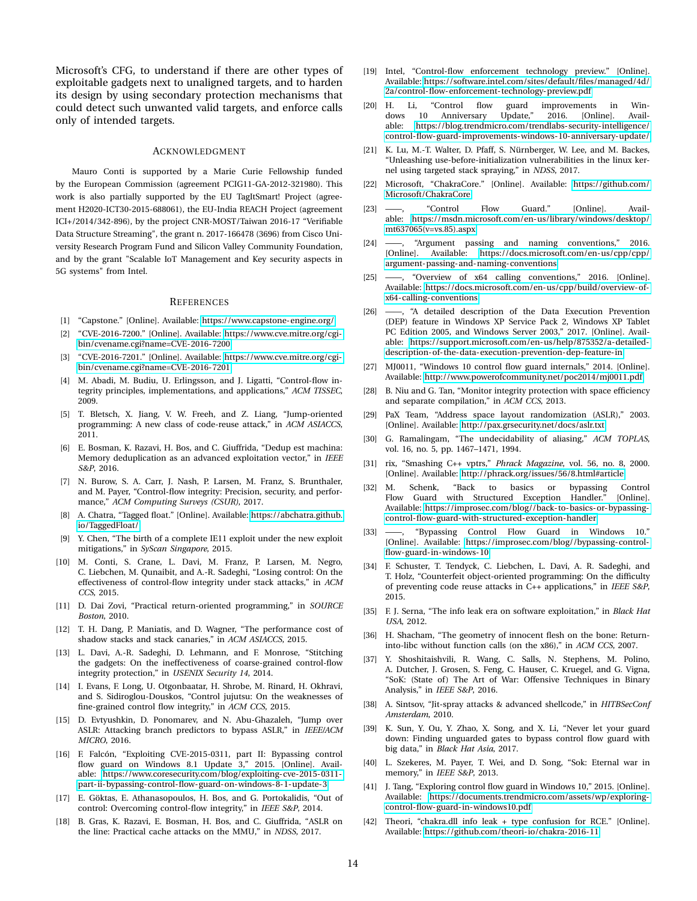Microsoft's CFG, to understand if there are other types of exploitable gadgets next to unaligned targets, and to harden its design by using secondary protection mechanisms that could detect such unwanted valid targets, and enforce calls only of intended targets.

## Acknowledgment

Mauro Conti is supported by a Marie Curie Fellowship funded by the European Commission (agreement PCIG11-GA-2012-321980). This work is also partially supported by the EU TagItSmart! Project (agreement H2020-ICT30-2015-688061), the EU-India REACH Project (agreement ICI+/2014/342-896), by the project CNR-MOST/Taiwan 2016-17 "Verifiable Data Structure Streaming", the grant n. 2017-166478 (3696) from Cisco University Research Program Fund and Silicon Valley Community Foundation, and by the grant "Scalable IoT Management and Key security aspects in 5G systems" from Intel.

## References

[1] "Capstone." [Online]. Available: https://www.capstone-engine.org/

[2] "CVE-2016-7200." [Online]. Available: https://www.cve.mitre.org/cgi-bin/cvename.cgi?name=CVE-2016-7200

[3] "CVE-2016-7201." [Online]. Available: https://www.cve.mitre.org/cgi-bin/cvename.cgi?name=CVE-2016-7201

[4] M. Abadi, M. Budiu, U. Erlingsson, and J. Ligatti, "Control-flow integrity principles, implementations, and applications," *ACM TISSEC*, 2009.

[5] T. Bletsch, X. Jiang, V. W. Freeh, and Z. Liang, "Jump-oriented programming: A new class of code-reuse attack," in *ACM ASIACCS*, 2011.

[6] E. Bosman, K. Razavi, H. Bos, and C. Giuffrida, "Dedup est machina: Memory deduplication as an advanced exploitation vector," in *IEEE S&P*, 2016.

[7] N. Burow, S. A. Carr, J. Nash, P. Larsen, M. Franz, S. Brunthaler, and M. Payer, "Control-flow integrity: Precision, security, and performance," *ACM Computing Surveys (CSUR)*, 2017.

[8] A. Chatra, "Tagged float." [Online]. Available: https://abchatra.github.io/TaggedFloat/

[9] Y. Chen, "The birth of a complete IE11 exploit under the new exploit mitigations," in *SyScan Singapore*, 2015.

[10] M. Conti, S. Crane, L. Davi, M. Franz, P. Larsen, M. Negro, C. Liebchen, M. Qunaibit, and A.-R. Sadeghi, "Losing control: On the effectiveness of control-flow integrity under stack attacks," in *ACM CCS*, 2015.

[11] D. Dai Zovi, "Practical return-oriented programming," in *SOURCE Boston*, 2010.

[12] T. H. Dang, P. Maniatis, and D. Wagner, "The performance cost of shadow stacks and stack canaries," in *ACM ASIACCS*, 2015.

[13] L. Davi, A.-R. Sadeghi, D. Lehmann, and F. Monrose, "Stitching the gadgets: On the ineffectiveness of coarse-grained control-flow integrity protection," in *USENIX Security 14*, 2014.

[14] I. Evans, F. Long, U. Otgonbaatar, H. Shrobe, M. Rinard, H. Okhravi, and S. Sidiroglou-Douskos, "Control jujutsu: On the weaknesses of fine-grained control flow integrity," in *ACM CCS*, 2015.

[15] D. Evtyushkin, D. Ponomarev, and N. Abu-Ghazaleh, "Jump over ASLR: Attacking branch predictors to bypass ASLR," in *IEEE/ACM MICRO*, 2016.

[16] F. Falcón, "Exploiting CVE-2015-0311, part II: Bypassing control flow guard on Windows 8.1 Update 3," 2015. [Online]. Available: https://www.coresecurity.com/blog/exploiting-cve-2015-0311-part-ii-bypassing-control-flow-guard-on-windows-8-1-update-3

[17] E. Göktas, E. Athanasopoulos, H. Bos, and G. Portokalidis, "Out of control: Overcoming control-flow integrity," in *IEEE S&P*, 2014.

[18] B. Gras, K. Razavi, E. Bosman, H. Bos, and C. Giuffrida, "ASLR on the line: Practical cache attacks on the MMU," in *NDSS*, 2017.

[19] Intel, "Control-flow enforcement technology preview." [Online]. Available: https://software.intel.com/sites/default/files/managed/4d/2a/control-flow-enforcement-technology-preview.pdf

[20] H. Li, "Control flow guard improvements in Windows 10 Anniversary Update," 2016. [Online]. Available: https://blog.trendmicro.com/trendlabs-security-intelligence/control-flow-guard-improvements-windows-10-anniversary-update/

[21] K. Lu, M.-T. Walter, D. Pfaff, S. Nürnberger, W. Lee, and M. Backes, "Unleashing use-before-initialization vulnerabilities in the linux kernel using targeted stack spraying," in *NDSS*, 2017.

[22] Microsoft, "ChakraCore." [Online]. Available: https://github.com/Microsoft/ChakraCore

[23] ——, "Control Flow Guard." [Online]. Available: https://msdn.microsoft.com/en-us/library/windows/desktop/mt637065(v=vs.85).aspx

[24] ——, "Argument passing and naming conventions," 2016. [Online]. Available: https://docs.microsoft.com/en-us/cpp/cpp/argument-passing-and-naming-conventions

[25] ——, "Overview of x64 calling conventions," 2016. [Online]. Available: https://docs.microsoft.com/en-us/cpp/build/overview-of-x64-calling-conventions

[26] ——, "A detailed description of the Data Execution Prevention (DEP) feature in Windows XP Service Pack 2, Windows XP Tablet PC Edition 2005, and Windows Server 2003," 2017. [Online]. Available: https://support.microsoft.com/en-us/help/875352/a-detailed-description-of-the-data-execution-prevention-dep-feature-in

[27] MJ0011, "Windows 10 control flow guard internals," 2014. [Online]. Available: http://www.powerofcommunity.net/poc2014/mj0011.pdf

[28] B. Niu and G. Tan, "Monitor integrity protection with space efficiency and separate compilation," in *ACM CCS*, 2013.

[29] PaX Team, "Address space layout randomization (ASLR)," 2003. [Online]. Available: http://pax.grsecurity.net/docs/aslr.txt

[30] G. Ramalingam, "The undecidability of aliasing," *ACM TOPLAS*, vol. 16, no. 5, pp. 1467–1471, 1994.

[31] rix, "Smashing C++ vptrs," *Phrack Magazine*, vol. 56, no. 8, 2000. [Online]. Available: http://phrack.org/issues/56/8.html#article

[32] M. Schenk, "Back to basics or bypassing Control Flow Guard with Structured Exception Handler." [Online]. Available: https://improsec.com/blog//back-to-basics-or-bypassing-control-flow-guard-with-structured-exception-handler

[33] ——, "Bypassing Control Flow Guard in Windows 10." [Online]. Available: https://improsec.com/blog//bypassing-control-flow-guard-in-windows-10

[34] F. Schuster, T. Tendyck, C. Liebchen, L. Davi, A. R. Sadeghi, and T. Holz, "Counterfeit object-oriented programming: On the difficulty of preventing code reuse attacks in C++ applications," in *IEEE S&P*, 2015.

[35] F. J. Serna, "The info leak era on software exploitation," in *Black Hat USA*, 2012.

[36] H. Shacham, "The geometry of innocent flesh on the bone: Return-into-libc without function calls (on the x86)," in *ACM CCS*, 2007.

[37] Y. Shoshitaishvili, R. Wang, C. Salls, N. Stephens, M. Polino, A. Dutcher, J. Grosen, S. Feng, C. Hauser, C. Kruegel, and G. Vigna, "SoK: (State of) The Art of War: Offensive Techniques in Binary Analysis," in *IEEE S&P*, 2016.

[38] A. Sintsov, "Jit-spray attacks & advanced shellcode," in *HITBSecConf Amsterdam*, 2010.

[39] K. Sun, Y. Ou, Y. Zhao, X. Song, and X. Li, "Never let your guard down: Finding unguarded gates to bypass control flow guard with big data," in *Black Hat Asia*, 2017.

[40] L. Szekeres, M. Payer, T. Wei, and D. Song, "Sok: Eternal war in memory," in *IEEE S&P*, 2013.

[41] J. Tang, "Exploring control flow guard in Windows 10," 2015. [Online]. Available: https://documents.trendmicro.com/assets/wp/exploring-control-flow-guard-in-windows10.pdf

[42] Theori, "chakra.dll info leak + type confusion for RCE." [Online]. Available: https://github.com/theori-io/chakra-2016-11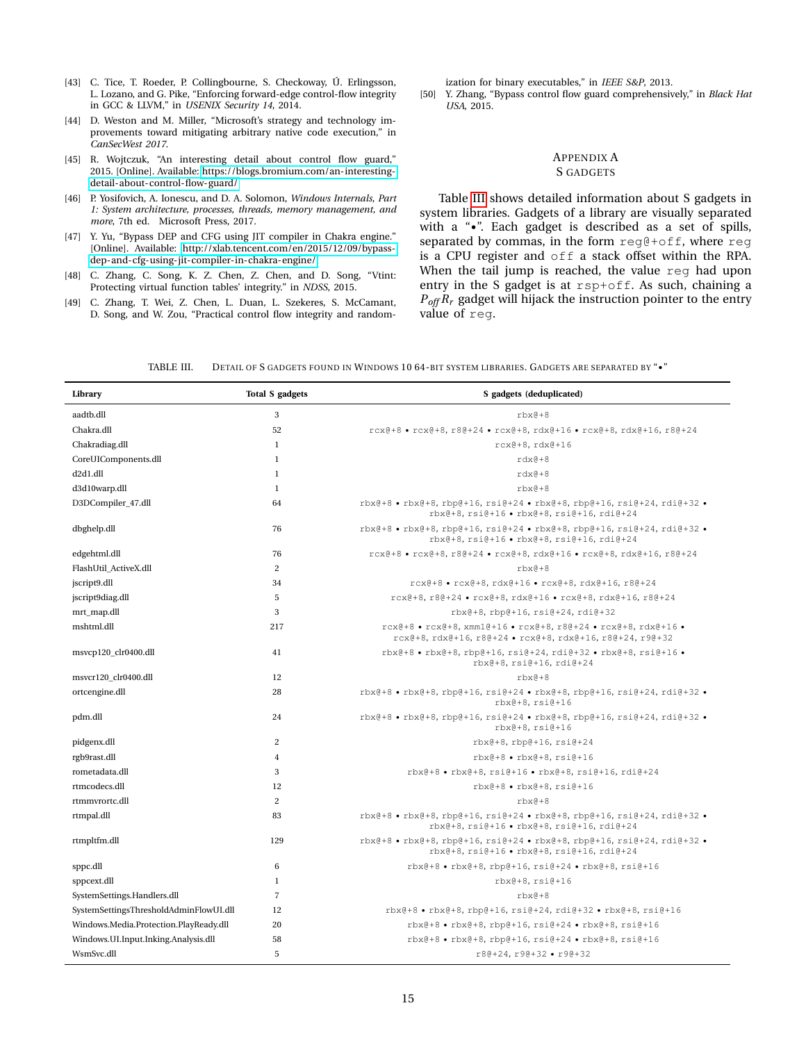[43] C. Tice, T. Roeder, P. Collingbourne, S. Checkoway, Ú. Erlingsson, L. Lozano, and G. Pike, "Enforcing forward-edge control-flow integrity in GCC & LLVM," in *USENIX Security 14*, 2014.

[44] D. Weston and M. Miller, "Microsoft's strategy and technology improvements toward mitigating arbitrary native code execution," in *CanSecWest 2017*.

[45] R. Wojtczuk, "An interesting detail about control flow guard," 2015. [Online]. Available: https://blogs.bromium.com/an-interesting-detail-about-control-flow-guard/

[46] P. Yosifovich, A. Ionescu, and D. A. Solomon, *Windows Internals, Part 1: System architecture, processes, threads, memory management, and more*, 7th ed. Microsoft Press, 2017.

[47] Y. Yu, "Bypass DEP and CFG using JIT compiler in Chakra engine." [Online]. Available: http://xlab.tencent.com/en/2015/12/09/bypass-dep-and-cfg-using-jit-compiler-in-chakra-engine/

[48] C. Zhang, C. Song, K. Z. Chen, Z. Chen, and D. Song, "Vtint: Protecting virtual function tables' integrity." in *NDSS*, 2015.

[49] C. Zhang, T. Wei, Z. Chen, L. Duan, L. Szekeres, S. McCamant, D. Song, and W. Zou, "Practical control flow integrity and randomization for binary executables," in *IEEE S&P*, 2013.

[50] Y. Zhang, "Bypass control flow guard comprehensively," in *Black Hat USA*, 2015.

# Appendix A
## S Gadgets

Table III shows detailed information about S gadgets in system libraries. Gadgets of a library are visually separated with a "•". Each gadget is described as a set of spills, separated by commas, in the form `reg@+off`, where `reg` is a CPU register and `off` a stack offset within the RPA. When the tail jump is reached, the value `reg` had upon entry in the S gadget is at `rsp+off`. As such, chaining a $P_{off}R_r$ gadget will hijack the instruction pointer to the entry value of `reg`.

TABLE III. Detail of S gadgets found in Windows 10 64-bit system libraries. Gadgets are separated by "•"

| Library | Total S gadgets | S gadgets (deduplicated) |
|---|---|---|
| aadtb.dll | 3 | rbx@+8 |
| Chakra.dll | 52 | rcx@+8 • rcx@+8, r8@+24 • rcx@+8, rdx@+16 • rcx@+8, rdx@+16, r8@+24 |
| Chakradiag.dll | 1 | rcx@+8, rdx@+16 |
| CoreUIComponents.dll | 1 | rdx@+8 |
| d2d1.dll | 1 | rdx@+8 |
| d3d10warp.dll | 1 | rbx@+8 |
| D3DCompiler_47.dll | 64 | rbx@+8 • rbx@+8, rbp@+16, rsi@+24 • rbx@+8, rbp@+16, rsi@+24, rdi@+32 • rbx@+8, rsi@+16 • rbx@+8, rsi@+16, rdi@+24 |
| dbghelp.dll | 76 | rbx@+8 • rbx@+8, rbp@+16, rsi@+24 • rbx@+8, rbp@+16, rsi@+24, rdi@+32 • rbx@+8, rsi@+16 • rbx@+8, rsi@+16, rdi@+24 |
| edgehtml.dll | 76 | rcx@+8 • rcx@+8, r8@+24 • rcx@+8, rdx@+16 • rcx@+8, rdx@+16, r8@+24 |
| FlashUtil_ActiveX.dll | 2 | rbx@+8 |
| jscript9.dll | 34 | rcx@+8 • rcx@+8, rdx@+16 • rcx@+8, rdx@+16, r8@+24 |
| jscript9diag.dll | 5 | rcx@+8, r8@+24 • rcx@+8, rdx@+16 • rcx@+8, rdx@+16, r8@+24 |
| mrt_map.dll | 3 | rbx@+8, rbp@+16, rsi@+24, rdi@+32 |
| mshtml.dll | 217 | rcx@+8 • rcx@+8, xmm1@+16 • rcx@+8, r8@+24 • rcx@+8, rdx@+16 • rcx@+8, rdx@+16, r8@+24 • rcx@+8, rdx@+16, r8@+24, r9@+32 |
| msvcp120_clr0400.dll | 41 | rbx@+8 • rbx@+8, rbp@+16, rsi@+24, rdi@+32 • rbx@+8, rsi@+16 • rbx@+8, rsi@+16, rdi@+24 |
| msvcr120_clr0400.dll | 12 | rbx@+8 |
| ortcengine.dll | 28 | rbx@+8 • rbx@+8, rbp@+16, rsi@+24 • rbx@+8, rbp@+16, rsi@+24, rdi@+32 • rbx@+8, rsi@+16 |
| pdm.dll | 24 | rbx@+8 • rbx@+8, rbp@+16, rsi@+24 • rbx@+8, rbp@+16, rsi@+24, rdi@+32 • rbx@+8, rsi@+16 |
| pidgenx.dll | 2 | rbx@+8, rbp@+16, rsi@+24 |
| rgb9rast.dll | 4 | rbx@+8 • rbx@+8, rsi@+16 |
| rometadata.dll | 3 | rbx@+8 • rbx@+8, rsi@+16 • rbx@+8, rsi@+16, rdi@+24 |
| rtmcodecs.dll | 12 | rbx@+8 • rbx@+8, rsi@+16 |
| rtmmvrortc.dll | 2 | rbx@+8 |
| rtmpal.dll | 83 | rbx@+8 • rbx@+8, rbp@+16, rsi@+24 • rbx@+8, rbp@+16, rsi@+24, rdi@+32 • rbx@+8, rsi@+16 • rbx@+8, rsi@+16, rdi@+24 |
| rtmpltfm.dll | 129 | rbx@+8 • rbx@+8, rbp@+16, rsi@+24 • rbx@+8, rbp@+16, rsi@+24, rdi@+32 • rbx@+8, rsi@+16 • rbx@+8, rsi@+16, rdi@+24 |
| sppc.dll | 6 | rbx@+8 • rbx@+8, rbp@+16, rsi@+24 • rbx@+8, rsi@+16 |
| sppcext.dll | 1 | rbx@+8, rsi@+16 |
| SystemSettings.Handlers.dll | 7 | rbx@+8 |
| SystemSettingsThresholdAdminFlowUI.dll | 12 | rbx@+8 • rbx@+8, rbp@+16, rsi@+24, rdi@+32 • rbx@+8, rsi@+16 |
| Windows.Media.Protection.PlayReady.dll | 20 | rbx@+8 • rbx@+8, rbp@+16, rsi@+24 • rbx@+8, rsi@+16 |
| Windows.UI.Input.Inking.Analysis.dll | 58 | rbx@+8 • rbx@+8, rbp@+16, rsi@+24 • rbx@+8, rsi@+16 |
| WsmSvc.dll | 5 | r8@+24, r9@+32 • r9@+32 |